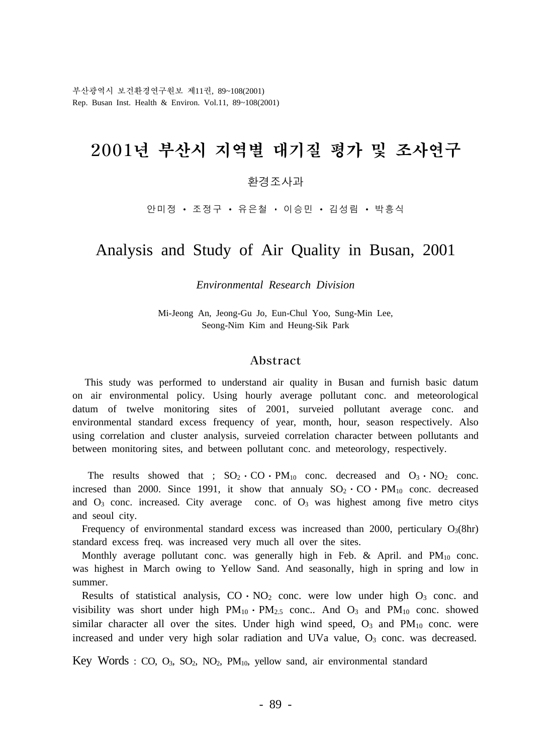# 2001년 부산시 지역별 대기질 평가 및 조사연구

환경조사과

안미정 · 조정구 · 유은철 · 이승민 · 김성림 · 박흥식

# Analysis and Study of Air Quality in Busan, 2001

*Environmental Research Division*

Mi-Jeong An, Jeong-Gu Jo, Eun-Chul Yoo, Sung-Min Lee, Seong-Nim Kim and Heung-Sik Park

## Abstract

This study was performed to understand air quality in Busan and furnish basic datum on air environmental policy. Using hourly average pollutant conc. and meteorological datum of twelve monitoring sites of 2001, surveied pollutant average conc. and environmental standard excess frequency of year, month, hour, season respectively. Also using correlation and cluster analysis, surveied correlation character between pollutants and between monitoring sites, and between pollutant conc. and meteorology, respectively.

The results showed that ; $SO_2$ · CO · $PM_{10}$ conc. decreased and $O_3$ · $NO_2$ conc. incresed than 2000. Since 1991, it show that annualy $SO_2$ · CO · $PM_{10}$ conc. decreased and $O_3$ conc. increased. City average conc. of $O_3$ was highest among five metro citys and seoul city.

Frequency of environmental standard excess was increased than 2000, perticulary $O_3$(8hr) standard excess freq. was increased very much all over the sites.

Monthly average pollutant conc. was generally high in Feb. & April. and $PM_{10}$ conc. was highest in March owing to Yellow Sand. And seasonally, high in spring and low in summer.

Results of statistical analysis, CO · $NO_2$ conc. were low under high $O_3$ conc. and visibility was short under high $PM_{10}$ · $PM_{2.5}$ conc.. And $O_3$ and $PM_{10}$ conc. showed similar character all over the sites. Under high wind speed, $O_3$ and $PM_{10}$ conc. were increased and under very high solar radiation and UVa value, $O_3$ conc. was decreased.

Key Words : CO, $O_3$, $SO_2$, $NO_2$, $PM_{10}$, yellow sand, air environmental standard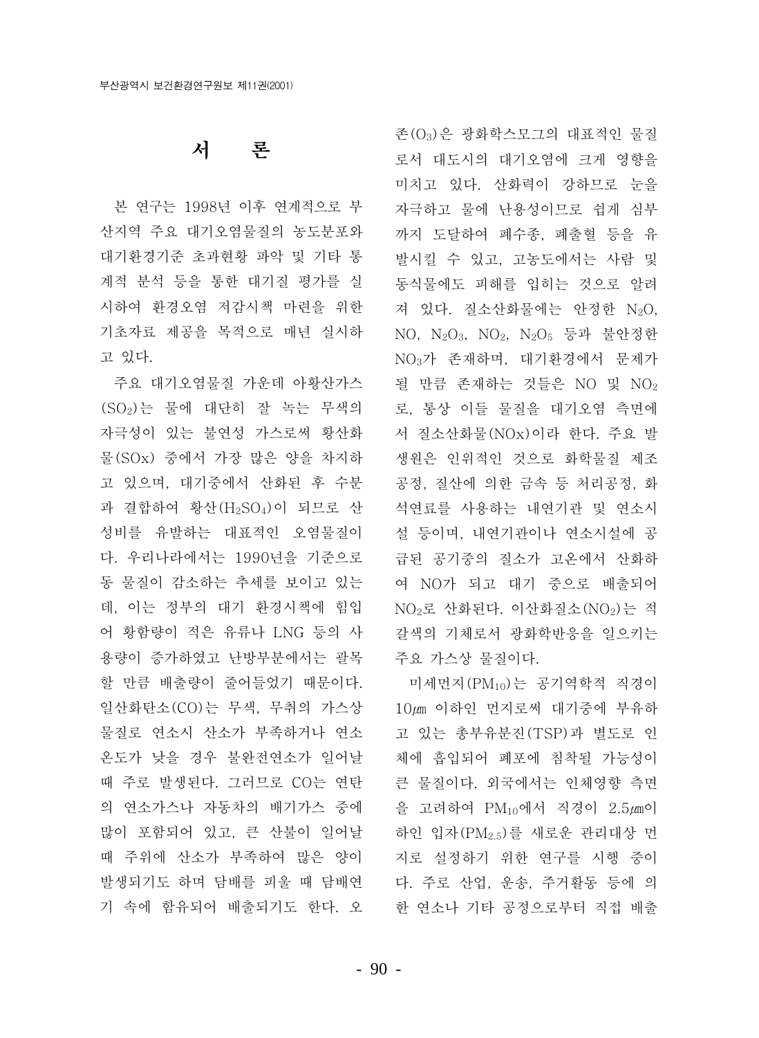# 서 론

본 연구는 1998년 이후 연계적으로 부산지역 주요 대기오염물질의 농도분포와 대기환경기준 초과현황 파악 및 기타 통계적 분석 등을 통한 대기질 평가를 실시하여 환경오염 저감시책 마련을 위한 기초자료 제공을 목적으로 매년 실시하고 있다.

주요 대기오염물질 가운데 아황산가스($SO_2$)는 물에 대단히 잘 녹는 무색의 자극성이 있는 불연성 가스로써 황산화물(SOx) 중에서 가장 많은 양을 차지하고 있으며, 대기중에서 산화된 후 수분과 결합하여 황산($H_2SO_4$)이 되므로 산성비를 유발하는 대표적인 오염물질이다. 우리나라에서는 1990년을 기준으로 동 물질이 감소하는 추세를 보이고 있는데, 이는 정부의 대기 환경시책에 힘입어 황함량이 적은 유류나 LNG 등의 사용량이 증가하였고 난방부분에서는 괄목할 만큼 배출량이 줄어들었기 때문이다. 일산화탄소(CO)는 무색, 무취의 가스상 물질로 연소시 산소가 부족하거나 연소온도가 낮을 경우 불완전연소가 일어날 때 주로 발생된다. 그러므로 CO는 연탄의 연소가스나 자동차의 배기가스 중에 많이 포함되어 있고, 큰 산불이 일어날 때 주위에 산소가 부족하여 많은 양이 발생되기도 하며 담배를 피울 때 담배연기 속에 함유되어 배출되기도 한다. 오존($O_3$)은 광화학스모그의 대표적인 물질로서 대도시의 대기오염에 크게 영향을 미치고 있다. 산화력이 강하므로 눈을 자극하고 물에 난용성이므로 쉽게 심부까지 도달하여 폐수종, 폐출혈 등을 유발시킬 수 있고, 고농도에서는 사람 및 동식물에도 피해를 입히는 것으로 알려져 있다. 질소산화물에는 안정한 $N_2O$, NO, $N_2O_3$, $NO_2$, $N_2O_5$ 등과 불안정한 $NO_3$가 존재하며, 대기환경에서 문제가 될 만큼 존재하는 것들은 NO 및 $NO_2$로, 통상 이들 물질을 대기오염 측면에서 질소산화물(NOx)이라 한다. 주요 발생원은 인위적인 것으로 화학물질 제조공정, 질산에 의한 금속 등 처리공정, 화석연료를 사용하는 내연기관 및 연소시설 등이며, 내연기관이나 연소시설에 공급된 공기중의 질소가 고온에서 산화하여 NO가 되고 대기 중으로 배출되어 $NO_2$로 산화된다. 이산화질소($NO_2$)는 적갈색의 기체로서 광화학반응을 일으키는 주요 가스상 물질이다.

미세먼지($PM_{10}$)는 공기역학적 직경이 10㎛ 이하인 먼지로써 대기중에 부유하고 있는 총부유분진(TSP)과 별도로 인체에 흡입되어 폐포에 침착될 가능성이 큰 물질이다. 외국에서는 인체영향 측면을 고려하여 $PM_{10}$에서 직경이 2.5㎛이하인 입자($PM_{2.5}$)를 새로운 관리대상 먼지로 설정하기 위한 연구를 시행 중이다. 주로 산업, 운송, 주거활동 등에 의한 연소나 기타 공정으로부터 직접 배출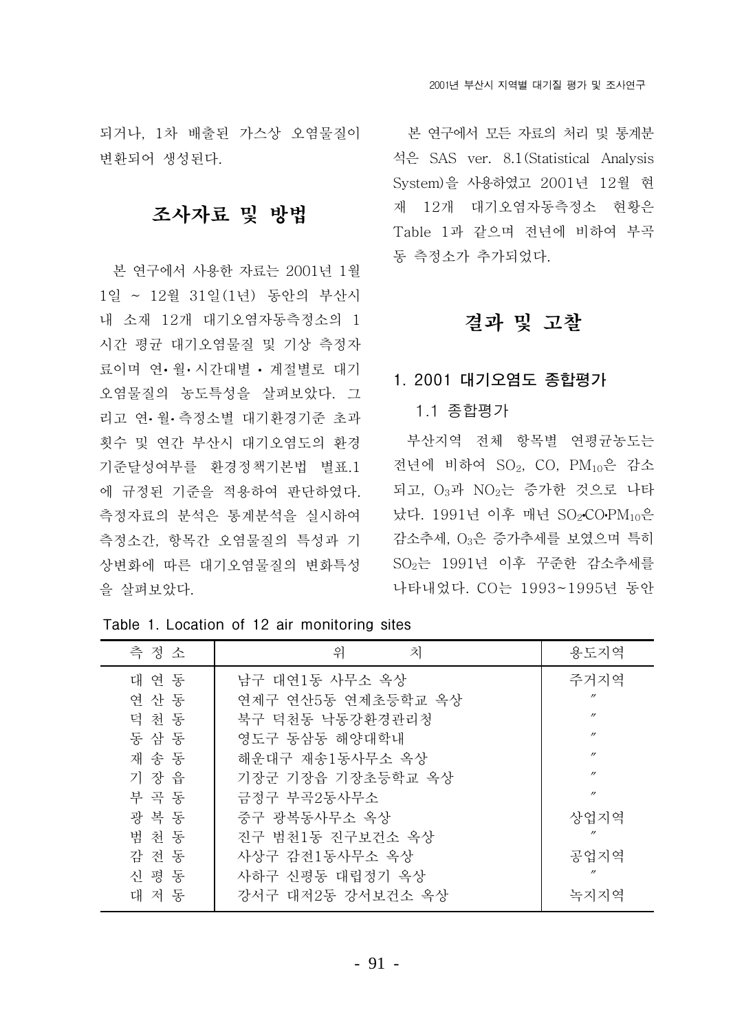되거나, 1차 배출된 가스상 오염물질이 변환되어 생성된다.

## 조사자료 및 방법

본 연구에서 사용한 자료는 2001년 1월 1일 ~ 12월 31일(1년) 동안의 부산시 내 소재 12개 대기오염자동측정소의 1시간 평균 대기오염물질 및 기상 측정자료이며 연· 월· 시간대별 · 계절별로 대기오염물질의 농도특성을 살펴보았다. 그리고 연· 월· 측정소별 대기환경기준 초과횟수 및 연간 부산시 대기오염도의 환경기준달성여부를 환경정책기본법 별표.1에 규정된 기준을 적용하여 판단하였다. 측정자료의 분석은 통계분석을 실시하여 측정소간, 항목간 오염물질의 특성과 기상변화에 따른 대기오염물질의 변화특성을 살펴보았다.

본 연구에서 모든 자료의 처리 및 통계분석은 SAS ver. 8.1(Statistical Analysis System)을 사용하였고 2001년 12월 현재 12개 대기오염자동측정소 현황은 Table 1과 같으며 전년에 비하여 부곡동 측정소가 추가되었다.

## 결과 및 고찰

### 1. 2001 대기오염도 종합평가

#### 1.1 종합평가

부산지역 전체 항목별 연평균농도는 전년에 비하여 $SO_2$, CO, $PM_{10}$은 감소되고, $O_3$과 $NO_2$는 증가한 것으로 나타났다. 1991년 이후 매년 $SO_2$·CO·$PM_{10}$은 감소추세, $O_3$은 증가추세를 보였으며 특히 $SO_2$는 1991년 이후 꾸준한 감소추세를 나타내었다. CO는 1993~1995년 동안

Table 1. Location of 12 air monitoring sites

| 측 정 소 | 위 치 | 용도지역 |
|---|---|---|
| 대 연 동 | 남구 대연1동 사무소 옥상 | 주거지역 |
| 연 산 동 | 연제구 연산5동 연제초등학교 옥상 | 〃 |
| 덕 천 동 | 북구 덕천동 낙동강환경관리청 | 〃 |
| 동 삼 동 | 영도구 동삼동 해양대학내 | 〃 |
| 재 송 동 | 해운대구 재송1동사무소 옥상 | 〃 |
| 기 장 읍 | 기장군 기장읍 기장초등학교 옥상 | 〃 |
| 부 곡 동 | 금정구 부곡2동사무소 | 〃 |
| 광 복 동 | 중구 광복동사무소 옥상 | 상업지역 |
| 범 천 동 | 진구 범천1동 진구보건소 옥상 | 〃 |
| 감 전 동 | 사상구 감전1동사무소 옥상 | 공업지역 |
| 신 평 동 | 사하구 신평동 대림정기 옥상 | 〃 |
| 대 저 동 | 강서구 대저2동 강서보건소 옥상 | 녹지지역 |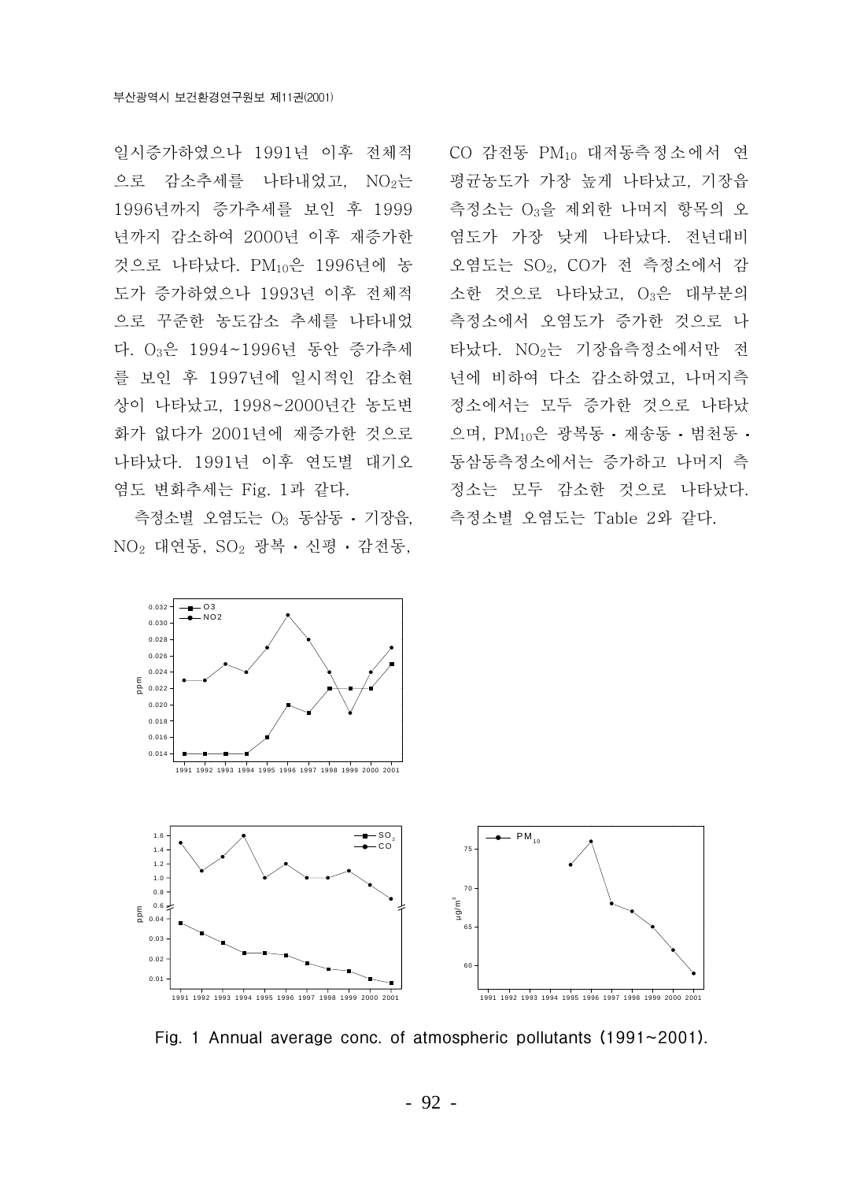일시증가하였으나 1991년 이후 전체적으로 감소추세를 나타내었고, $NO_2$는 1996년까지 증가추세를 보인 후 1999년까지 감소하여 2000년 이후 재증가한 것으로 나타났다. $PM_{10}$은 1996년에 농도가 증가하였으나 1993년 이후 전체적으로 꾸준한 농도감소 추세를 나타내었다. $O_3$은 1994~1996년 동안 증가추세를 보인 후 1997년에 일시적인 감소현상이 나타났고, 1998~2000년간 농도변화가 없다가 2001년에 재증가한 것으로 나타났다. 1991년 이후 연도별 대기오염도 변화추세는 Fig. 1과 같다.

측정소별 오염도는 $O_3$ 동삼동・기장읍, $NO_2$ 대연동, $SO_2$ 광복・신평・감전동, CO 감전동 $PM_{10}$ 대저동측정소에서 연평균농도가 가장 높게 나타났고, 기장읍측정소는 $O_3$을 제외한 나머지 항목의 오염도가 가장 낮게 나타났다. 전년대비 오염도는 $SO_2$, CO가 전 측정소에서 감소한 것으로 나타났고, $O_3$은 대부분의 측정소에서 오염도가 증가한 것으로 나타났다. $NO_2$는 기장읍측정소에서만 전년에 비하여 다소 감소하였고, 나머지측정소에서는 모두 증가한 것으로 나타났으며, $PM_{10}$은 광복동・재송동・범천동・동삼동측정소에서는 증가하고 나머지 측정소는 모두 감소한 것으로 나타났다. 측정소별 오염도는 Table 2와 같다.

O3
NO2
ppm
0.032 0.030 0.028 0.026 0.024 0.022 0.020 0.018 0.016 0.014
1991 1992 1993 1994 1995 1996 1997 1998 1999 2000 2001

SO2
CO
ppm
1.6 1.4 1.2 1.0 0.8 0.6 0.04 0.03 0.02 0.01
1991 1992 1993 1994 1995 1996 1997 1998 1999 2000 2001

PM10
μg/m3
75 70 65 60
1991 1992 1993 1994 1995 1996 1997 1998 1999 2000 2001

Fig. 1 Annual average conc. of atmospheric pollutants (1991~2001).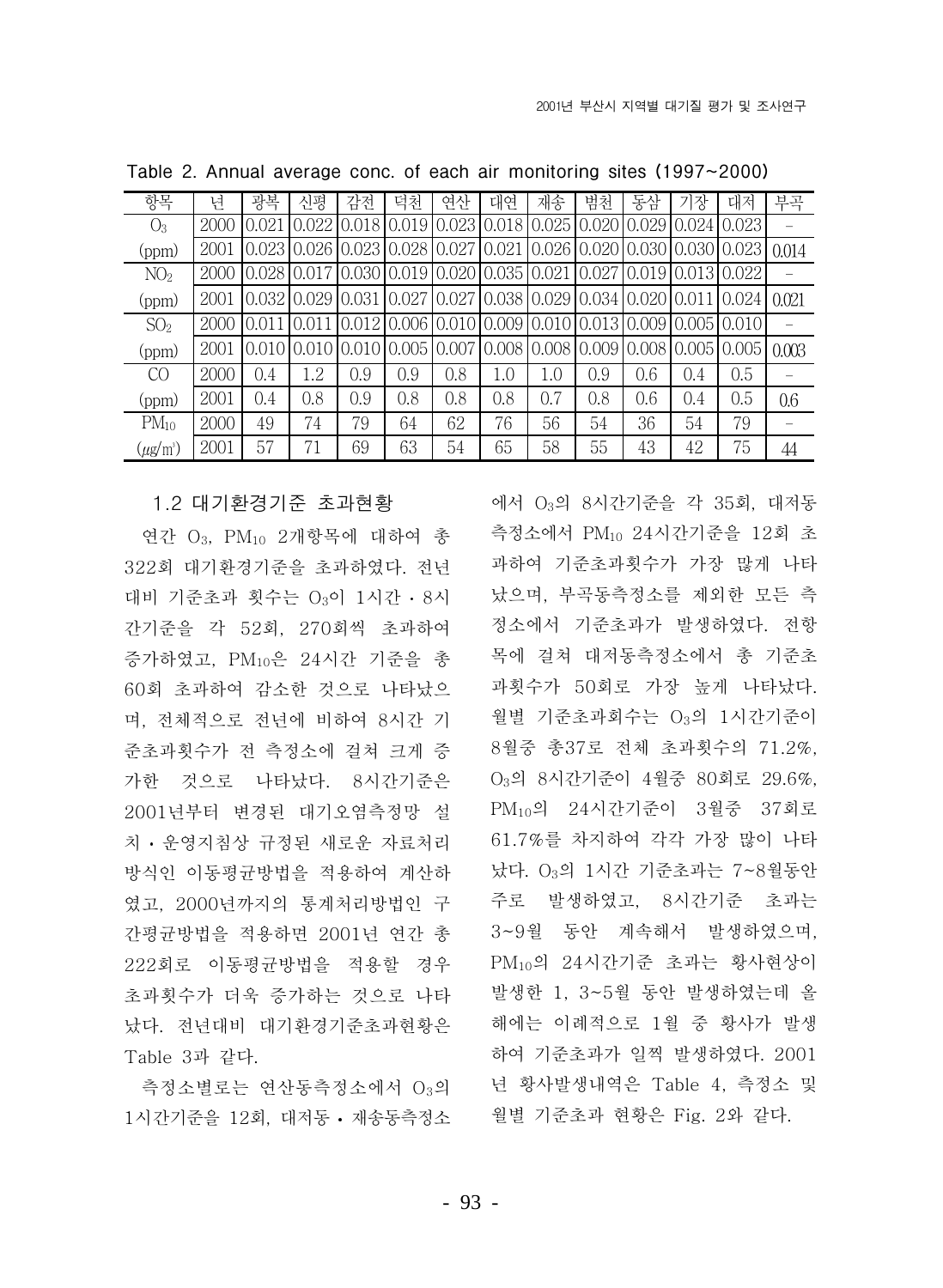Table 2. Annual average conc. of each air monitoring sites (1997~2000)

| 항목 | 년 | 광복 | 신평 | 감전 | 덕천 | 연산 | 대연 | 재송 | 범천 | 동삼 | 기장 | 대저 | 부곡 |
|---|---|---|---|---|---|---|---|---|---|---|---|---|---|
| $O_3$ | 2000 | 0.021 | 0.022 | 0.018 | 0.019 | 0.023 | 0.018 | 0.025 | 0.020 | 0.029 | 0.024 | 0.023 | - |
| (ppm) | 2001 | 0.023 | 0.026 | 0.023 | 0.028 | 0.027 | 0.021 | 0.026 | 0.020 | 0.030 | 0.030 | 0.023 | 0.014 |
| $NO_2$ | 2000 | 0.028 | 0.017 | 0.030 | 0.019 | 0.020 | 0.035 | 0.021 | 0.027 | 0.019 | 0.013 | 0.022 | - |
| (ppm) | 2001 | 0.032 | 0.029 | 0.031 | 0.027 | 0.027 | 0.038 | 0.029 | 0.034 | 0.020 | 0.011 | 0.024 | 0.021 |
| $SO_2$ | 2000 | 0.011 | 0.011 | 0.012 | 0.006 | 0.010 | 0.009 | 0.010 | 0.013 | 0.009 | 0.005 | 0.010 | - |
| (ppm) | 2001 | 0.010 | 0.010 | 0.010 | 0.005 | 0.007 | 0.008 | 0.008 | 0.009 | 0.008 | 0.005 | 0.005 | 0.003 |
| CO | 2000 | 0.4 | 1.2 | 0.9 | 0.9 | 0.8 | 1.0 | 1.0 | 0.9 | 0.6 | 0.4 | 0.5 | - |
| (ppm) | 2001 | 0.4 | 0.8 | 0.9 | 0.8 | 0.8 | 0.8 | 0.7 | 0.8 | 0.6 | 0.4 | 0.5 | 0.6 |
| $PM_{10}$ | 2000 | 49 | 74 | 79 | 64 | 62 | 76 | 56 | 54 | 36 | 54 | 79 | - |
| (㎍/㎥) | 2001 | 57 | 71 | 69 | 63 | 54 | 65 | 58 | 55 | 43 | 42 | 75 | 44 |

### 1.2 대기환경기준 초과현황

연간 $O_3$, $PM_{10}$ 2개항목에 대하여 총 322회 대기환경기준을 초과하였다. 전년 대비 기준초과 횟수는 $O_3$이 1시간・8시간기준을 각 52회, 270회씩 초과하여 증가하였고, $PM_{10}$은 24시간 기준을 총 60회 초과하여 감소한 것으로 나타났으며, 전체적으로 전년에 비하여 8시간 기준초과횟수가 전 측정소에 걸쳐 크게 증가한 것으로 나타났다. 8시간기준은 2001년부터 변경된 대기오염측정망 설치・운영지침상 규정된 새로운 자료처리방식인 이동평균방법을 적용하여 계산하였고, 2000년까지의 통계처리방법인 구간평균방법을 적용하면 2001년 연간 총 222회로 이동평균방법을 적용할 경우 초과횟수가 더욱 증가하는 것으로 나타났다. 전년대비 대기환경기준초과현황은 Table 3과 같다.

측정소별로는 연산동측정소에서 $O_3$의 1시간기준을 12회, 대저동・재송동측정소에서 $O_3$의 8시간기준을 각 35회, 대저동측정소에서 $PM_{10}$ 24시간기준을 12회 초과하여 기준초과횟수가 가장 많게 나타났으며, 부곡동측정소를 제외한 모든 측정소에서 기준초과가 발생하였다. 전항목에 걸쳐 대저동측정소에서 총 기준초과횟수가 50회로 가장 높게 나타났다. 월별 기준초과회수는 $O_3$의 1시간기준이 8월중 총37로 전체 초과횟수의 71.2%, $O_3$의 8시간기준이 4월중 80회로 29.6%, $PM_{10}$의 24시간기준이 3월중 37회로 61.7%를 차지하여 각각 가장 많이 나타났다. $O_3$의 1시간 기준초과는 7~8월동안 주로 발생하였고, 8시간기준 초과는 3~9월 동안 계속해서 발생하였으며, $PM_{10}$의 24시간기준 초과는 황사현상이 발생한 1, 3~5월 동안 발생하였는데 올해에는 이례적으로 1월 중 황사가 발생하여 기준초과가 일찍 발생하였다. 2001년 황사발생내역은 Table 4, 측정소 및 월별 기준초과 현황은 Fig. 2와 같다.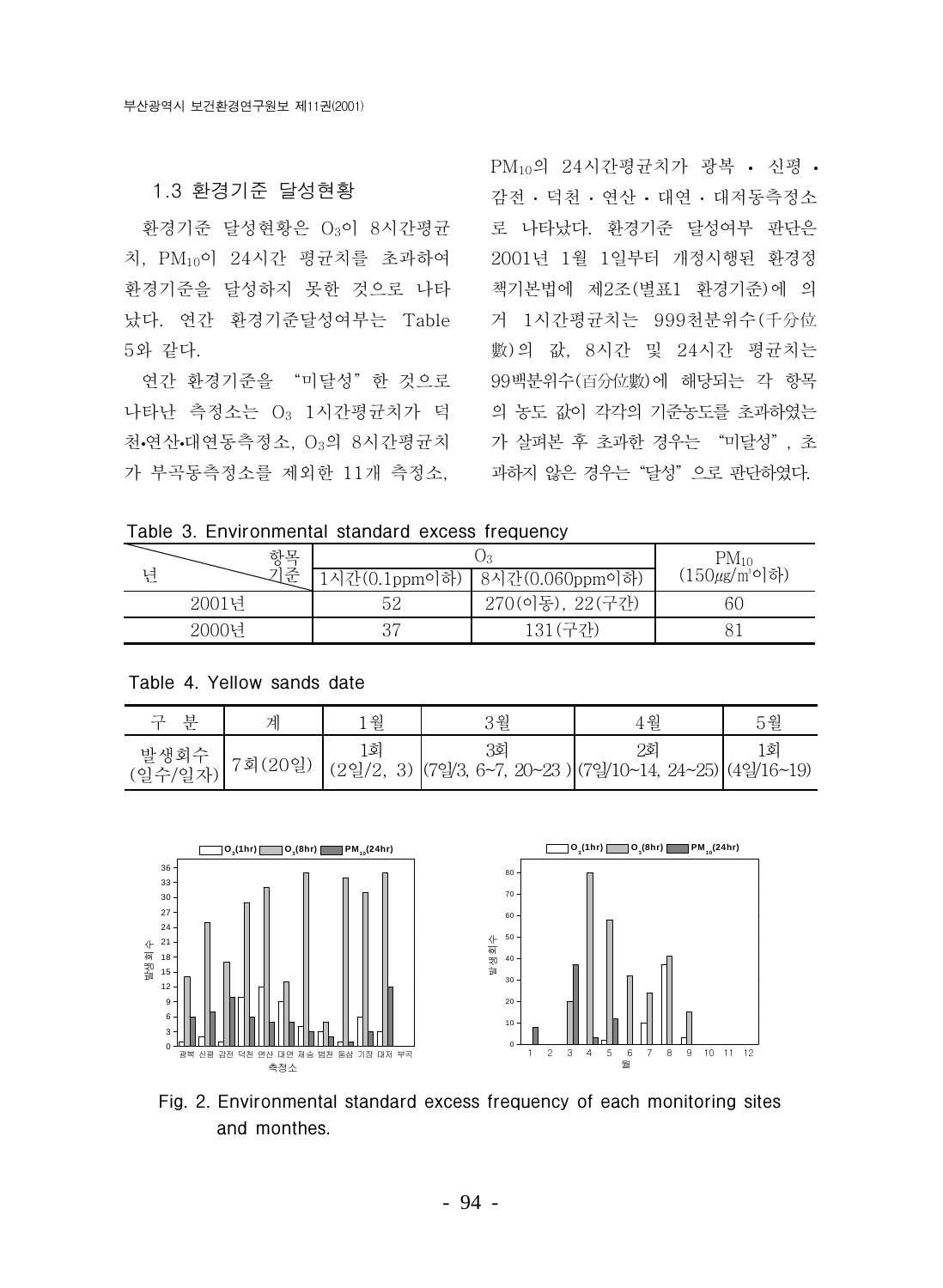### 1.3 환경기준 달성현황

환경기준 달성현황은 $O_3$이 8시간평균치, $PM_{10}$이 24시간 평균치를 초과하여 환경기준을 달성하지 못한 것으로 나타났다. 연간 환경기준달성여부는 Table 5와 같다.

연간 환경기준을 "미달성" 한 것으로 나타난 측정소는 $O_3$ 1시간평균치가 덕천•연산•대연동측정소, $O_3$의 8시간평균치가 부곡동측정소를 제외한 11개 측정소, $PM_{10}$의 24시간평균치가 광복 • 신평 • 감전 • 덕천 • 연산 • 대연 • 대저동측정소로 나타났다. 환경기준 달성여부 판단은 2001년 1월 1일부터 개정시행된 환경정책기본법에 제2조(별표1 환경기준)에 의거 1시간평균치는 999천분위수(千分位數)의 값, 8시간 및 24시간 평균치는 99백분위수(百分位數)에 해당되는 각 항목의 농도 값이 각각의 기준농도를 초과하였는가 살펴본 후 초과한 경우는 "미달성", 초과하지 않은 경우는 "달성"으로 판단하였다.

Table 3. Environmental standard excess frequency

| 항목 / 기준 / 년 | $O_3$ | | $PM_{10}$ |
|---|---|---|---|
| | 1시간(0.1ppm이하) | 8시간(0.060ppm이하) | (150㎍/㎥이하) |
| 2001년 | 52 | 270(이동), 22(구간) | 60 |
| 2000년 | 37 | 131(구간) | 81 |

Table 4. Yellow sands date

| 구 분 | 계 | 1월 | 3월 | 4월 | 5월 |
|---|---|---|---|---|---|
| 발생회수 (일수/일자) | 7회(20일) | 1회 (2일/2, 3) | 3회 (7일/3, 6~7, 20~23 ) | 2회 (7일/10~14, 24~25) | 1회 (4일/16~19) |

O3(1hr) O3(8hr) PM10(24hr)
36 33 30 27 24 21 18 15 12 9 6 3 0
발생회수
광복 신평 감전 덕천 연산 대연 재송 범천 동삼 기장 대저 부곡
측정소

O3(1hr) O3(8hr) PM10(24hr)
80 70 60 50 40 30 20 10 0
발생회수
1 2 3 4 5 6 7 8 9 10 11 12
월

Fig. 2. Environmental standard excess frequency of each monitoring sites and monthes.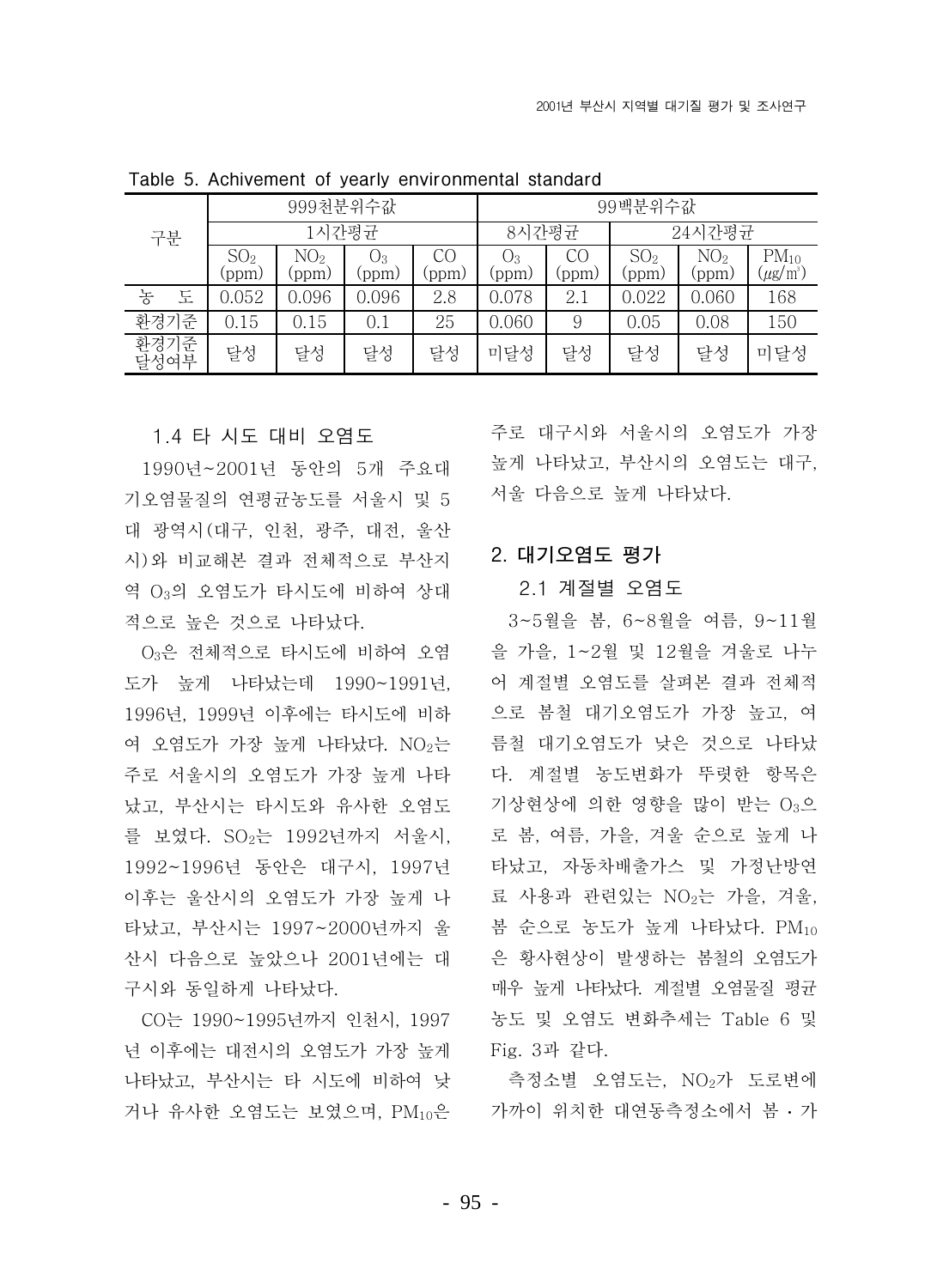Table 5. Achivement of yearly environmental standard

| 구분 | 999천분위수값 | | | | 99백분위수값 | | | | |
|---|---|---|---|---|---|---|---|---|---|
| | 1시간평균 | | | | 8시간평균 | | 24시간평균 | | |
| | $SO_2$ (ppm) | $NO_2$ (ppm) | $O_3$ (ppm) | CO (ppm) | $O_3$ (ppm) | CO (ppm) | $SO_2$ (ppm) | $NO_2$ (ppm) | $PM_{10}$ (㎍/㎥) |
| 농 도 | 0.052 | 0.096 | 0.096 | 2.8 | 0.078 | 2.1 | 0.022 | 0.060 | 168 |
| 환경기준 | 0.15 | 0.15 | 0.1 | 25 | 0.060 | 9 | 0.05 | 0.08 | 150 |
| 환경기준 달성여부 | 달성 | 달성 | 달성 | 달성 | 미달성 | 달성 | 달성 | 달성 | 미달성 |

### 1.4 타 시도 대비 오염도

1990년~2001년 동안의 5개 주요대기오염물질의 연평균농도를 서울시 및 5대 광역시(대구, 인천, 광주, 대전, 울산시)와 비교해본 결과 전체적으로 부산지역 $O_3$의 오염도가 타시도에 비하여 상대적으로 높은 것으로 나타났다.

$O_3$은 전체적으로 타시도에 비하여 오염도가 높게 나타났는데 1990~1991년, 1996년, 1999년 이후에는 타시도에 비하여 오염도가 가장 높게 나타났다. $NO_2$는 주로 서울시의 오염도가 가장 높게 나타났고, 부산시는 타시도와 유사한 오염도를 보였다. $SO_2$는 1992년까지 서울시, 1992~1996년 동안은 대구시, 1997년 이후는 울산시의 오염도가 가장 높게 나타났고, 부산시는 1997~2000년까지 울산시 다음으로 높았으나 2001년에는 대구시와 동일하게 나타났다.

CO는 1990~1995년까지 인천시, 1997년 이후에는 대전시의 오염도가 가장 높게 나타났고, 부산시는 타 시도에 비하여 낮거나 유사한 오염도는 보였으며, $PM_{10}$은 주로 대구시와 서울시의 오염도가 가장 높게 나타났고, 부산시의 오염도는 대구, 서울 다음으로 높게 나타났다.

## 2. 대기오염도 평가

### 2.1 계절별 오염도

3~5월을 봄, 6~8월을 여름, 9~11월을 가을, 1~2월 및 12월을 겨울로 나누어 계절별 오염도를 살펴본 결과 전체적으로 봄철 대기오염도가 가장 높고, 여름철 대기오염도가 낮은 것으로 나타났다. 계절별 농도변화가 뚜렷한 항목은 기상현상에 의한 영향을 많이 받는 $O_3$으로 봄, 여름, 가을, 겨울 순으로 높게 나타났고, 자동차배출가스 및 가정난방연료 사용과 관련있는 $NO_2$는 가을, 겨울, 봄 순으로 농도가 높게 나타났다. $PM_{10}$은 황사현상이 발생하는 봄철의 오염도가 매우 높게 나타났다. 계절별 오염물질 평균농도 및 오염도 변화추세는 Table 6 및 Fig. 3과 같다.

측정소별 오염도는, $NO_2$가 도로변에 가까이 위치한 대연동측정소에서 봄・가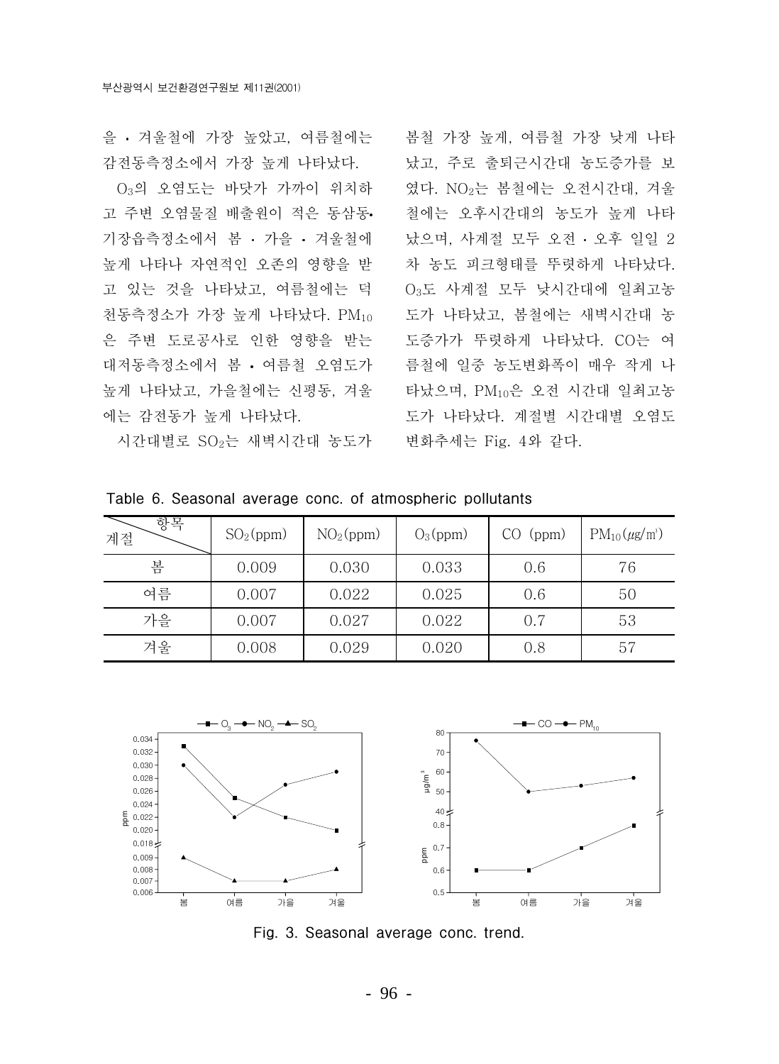을 · 겨울철에 가장 높았고, 여름철에는 감전동측정소에서 가장 높게 나타났다.

$O_3$의 오염도는 바닷가 가까이 위치하고 주변 오염물질 배출원이 적은 동삼동·기장읍측정소에서 봄 · 가을 · 겨울철에 높게 나타나 자연적인 오존의 영향을 받고 있는 것을 나타났고, 여름철에는 덕천동측정소가 가장 높게 나타났다. $PM_{10}$은 주변 도로공사로 인한 영향을 받는 대저동측정소에서 봄 · 여름철 오염도가 높게 나타났고, 가을철에는 신평동, 겨울에는 감전동가 높게 나타났다.

시간대별로 $SO_2$는 새벽시간대 농도가 봄철 가장 높게, 여름철 가장 낮게 나타났고, 주로 출퇴근시간대 농도증가를 보였다. $NO_2$는 봄철에는 오전시간대, 겨울철에는 오후시간대의 농도가 높게 나타났으며, 사계절 모두 오전 · 오후 일일 2차 농도 피크형태를 뚜렷하게 나타났다. $O_3$도 사계절 모두 낮시간대에 일최고농도가 나타났고, 봄철에는 새벽시간대 농도증가가 뚜렷하게 나타났다. CO는 여름철에 일중 농도변화폭이 매우 작게 나타났으며, $PM_{10}$은 오전 시간대 일최고농도가 나타났다. 계절별 시간대별 오염도 변화추세는 Fig. 4와 같다.

Table 6. Seasonal average conc. of atmospheric pollutants

| 항목 / 계절 | $SO_2$(ppm) | $NO_2$(ppm) | $O_3$(ppm) | CO (ppm) | $PM_{10}$($\mu g/m^3$) |
|---|---|---|---|---|---|
| 봄 | 0.009 | 0.030 | 0.033 | 0.6 | 76 |
| 여름 | 0.007 | 0.022 | 0.025 | 0.6 | 50 |
| 가을 | 0.007 | 0.027 | 0.022 | 0.7 | 53 |
| 겨울 | 0.008 | 0.029 | 0.020 | 0.8 | 57 |

O3 NO2 SO2

ppm

0.034 0.032 0.030 0.028 0.026 0.024 0.022 0.020 0.018 0.009 0.008 0.007 0.006

봄 여름 가을 겨울

CO PM10

μg/m³

80 70 60 50 40

ppm

0.8 0.7 0.6 0.5

봄 여름 가을 겨울

Fig. 3. Seasonal average conc. trend.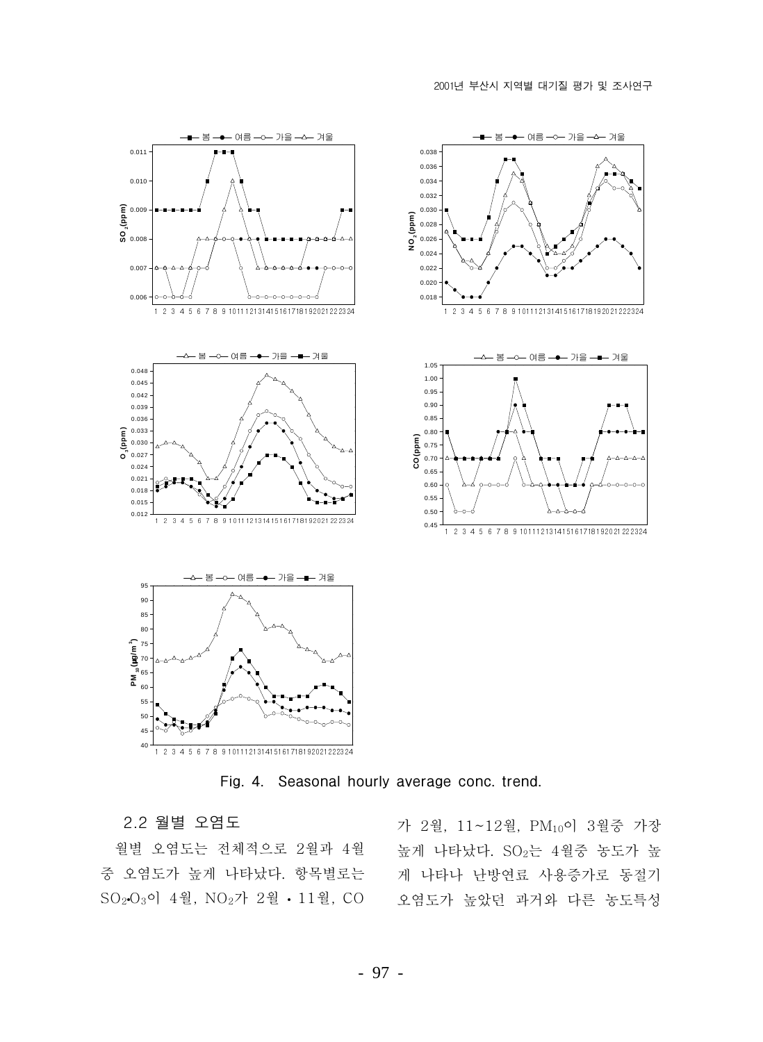— 봄 — 여름 — 가을 — 겨울

$SO_2$(ppm)

0.011
0.010
0.009
0.008
0.007
0.006

1 2 3 4 5 6 7 8 9 10 11 12 13 14 15 16 17 18 19 20 21 22 23 24

— 봄 — 여름 — 가을 — 겨울

$NO_2$(ppm)

0.038
0.036
0.034
0.032
0.030
0.028
0.026
0.024
0.022
0.020
0.018

1 2 3 4 5 6 7 8 9 10 11 12 13 14 15 16 17 18 19 20 21 22 23 24

— 봄 — 여름 — 가을 — 겨울

$O_3$(ppm)

0.048
0.045
0.042
0.039
0.036
0.033
0.030
0.027
0.024
0.021
0.018
0.015
0.012

1 2 3 4 5 6 7 8 9 10 11 12 13 14 15 16 17 18 19 20 21 22 23 24

— 봄 — 여름 — 가을 — 겨울

CO(ppm)

1.05
1.00
0.95
0.90
0.85
0.80
0.75
0.70
0.65
0.60
0.55
0.50
0.45

1 2 3 4 5 6 7 8 9 10 11 12 13 14 15 16 17 18 19 20 21 22 23 24

— 봄 — 여름 — 가을 — 겨울

$PM_{10}$($\mu g/m^3$)

95
90
85
80
75
70
65
60
55
50
45
40

1 2 3 4 5 6 7 8 9 10 11 12 13 14 15 16 17 18 19 20 21 22 23 24

Fig. 4. Seasonal hourly average conc. trend.

### 2.2 월별 오염도

월별 오염도는 전체적으로 2월과 4월중 오염도가 높게 나타났다. 항목별로는 $SO_2$·$O_3$이 4월, $NO_2$가 2월·11월, CO가 2월, 11~12월, $PM_{10}$이 3월중 가장 높게 나타났다. $SO_2$는 4월중 농도가 높게 나타나 난방연료 사용증가로 동절기 오염도가 높았던 과거와 다른 농도특성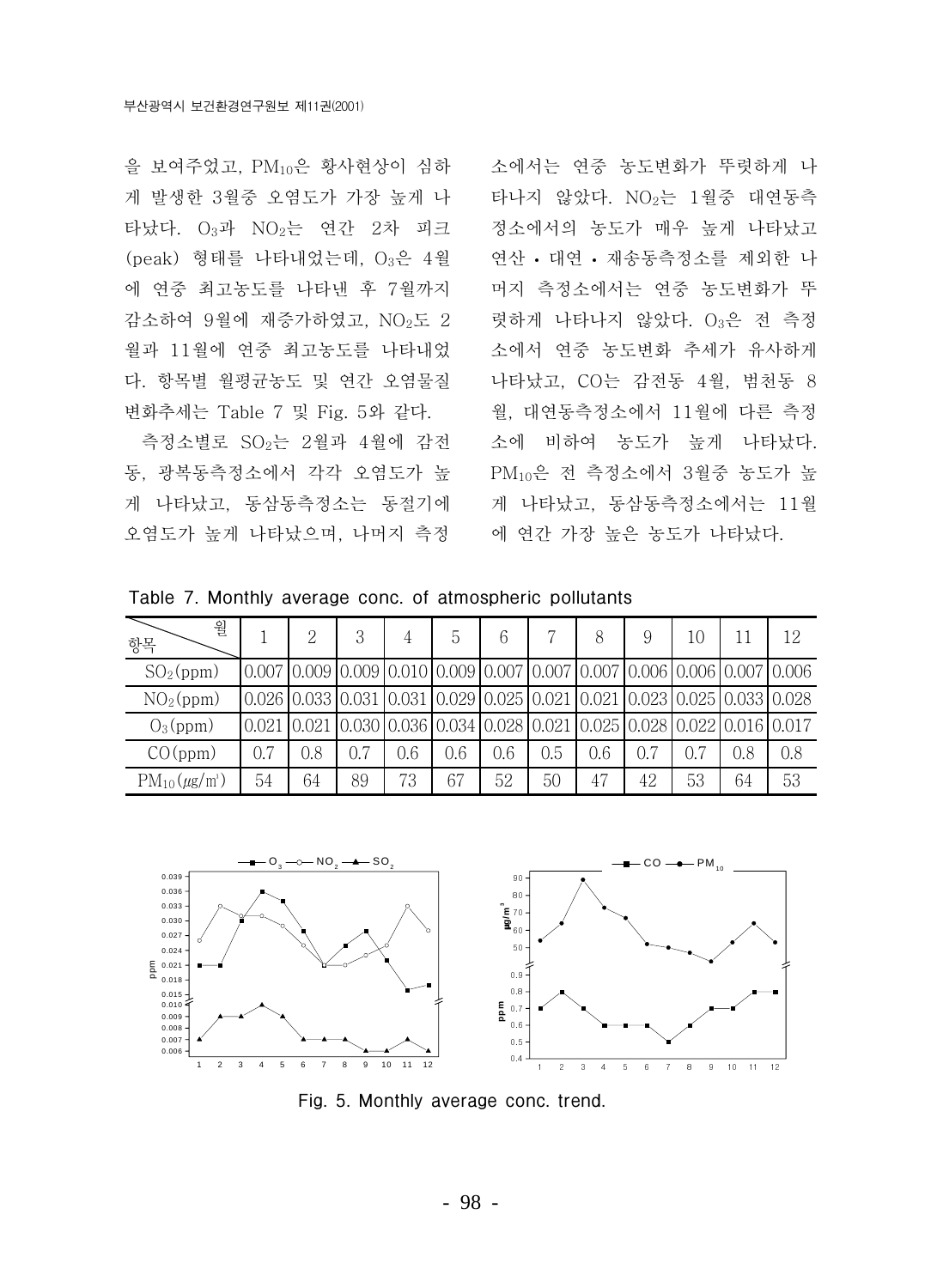을 보여주었고, $PM_{10}$은 황사현상이 심하게 발생한 3월중 오염도가 가장 높게 나타났다. $O_3$과 $NO_2$는 연간 2차 피크(peak) 형태를 나타내었는데, $O_3$은 4월에 연중 최고농도를 나타낸 후 7월까지 감소하여 9월에 재증가하였고, $NO_2$도 2월과 11월에 연중 최고농도를 나타내었다. 항목별 월평균농도 및 연간 오염물질 변화추세는 Table 7 및 Fig. 5와 같다.

측정소별로 $SO_2$는 2월과 4월에 감전동, 광복동측정소에서 각각 오염도가 높게 나타났고, 동삼동측정소는 동절기에 오염도가 높게 나타났으며, 나머지 측정소에서는 연중 농도변화가 뚜렷하게 나타나지 않았다. $NO_2$는 1월중 대연동측정소에서의 농도가 매우 높게 나타났고 연산 • 대연 • 재송동측정소를 제외한 나머지 측정소에서는 연중 농도변화가 뚜렷하게 나타나지 않았다. $O_3$은 전 측정소에서 연중 농도변화 추세가 유사하게 나타났고, CO는 감전동 4월, 범천동 8월, 대연동측정소에서 11월에 다른 측정소에 비하여 농도가 높게 나타났다. $PM_{10}$은 전 측정소에서 3월중 농도가 높게 나타났고, 동삼동측정소에서는 11월에 연간 가장 높은 농도가 나타났다.

Table 7. Monthly average conc. of atmospheric pollutants

| 항목 \ 월 | 1 | 2 | 3 | 4 | 5 | 6 | 7 | 8 | 9 | 10 | 11 | 12 |
|---|---|---|---|---|---|---|---|---|---|---|---|---|
| $SO_2$(ppm) | 0.007 | 0.009 | 0.009 | 0.010 | 0.009 | 0.007 | 0.007 | 0.007 | 0.006 | 0.006 | 0.007 | 0.006 |
| $NO_2$(ppm) | 0.026 | 0.033 | 0.031 | 0.031 | 0.029 | 0.025 | 0.021 | 0.021 | 0.023 | 0.025 | 0.033 | 0.028 |
| $O_3$(ppm) | 0.021 | 0.021 | 0.030 | 0.036 | 0.034 | 0.028 | 0.021 | 0.025 | 0.028 | 0.022 | 0.016 | 0.017 |
| CO(ppm) | 0.7 | 0.8 | 0.7 | 0.6 | 0.6 | 0.6 | 0.5 | 0.6 | 0.7 | 0.7 | 0.8 | 0.8 |
| $PM_{10}$($\mu g/m^3$) | 54 | 64 | 89 | 73 | 67 | 52 | 50 | 47 | 42 | 53 | 64 | 53 |

Fig. 5. Monthly average conc. trend.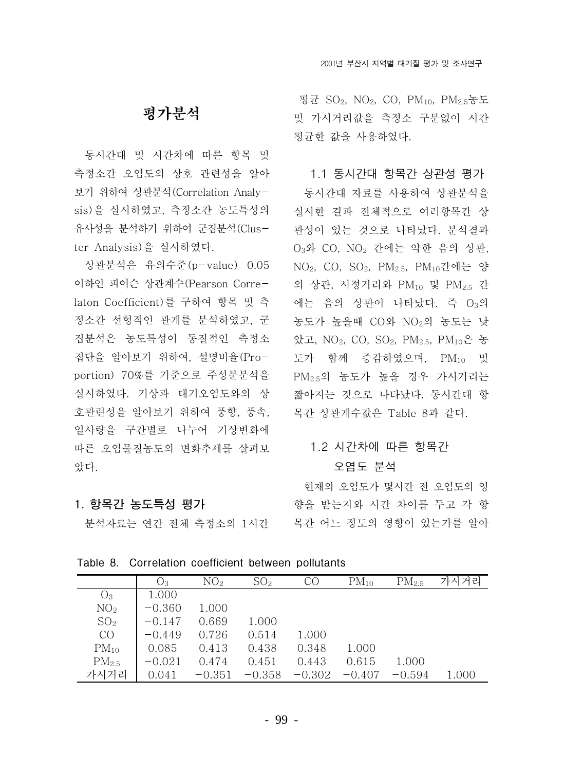# 평가분석

동시간대 및 시간차에 따른 항목 및 측정소간 오염도의 상호 관련성을 알아보기 위하여 상관분석(Correlation Analysis)을 실시하였고, 측정소간 농도특성의 유사성을 분석하기 위하여 군집분석(Cluster Analysis)을 실시하였다.

상관분석은 유의수준(p-value) 0.05 이하인 피어슨 상관계수(Pearson Correlaton Coefficient)를 구하여 항목 및 측정소간 선형적인 관계를 분석하였고, 군집분석은 농도특성이 동질적인 측정소 집단을 알아보기 위하여, 설명비율(Proportion) 70%를 기준으로 주성분분석을 실시하였다. 기상과 대기오염도와의 상호관련성을 알아보기 위하여 풍향, 풍속, 일사량을 구간별로 나누어 기상변화에 따른 오염물질농도의 변화추세를 살펴보았다.

## 1. 항목간 농도특성 평가

분석자료는 연간 전체 측정소의 1시간 평균 $SO_2$, $NO_2$, CO, $PM_{10}$, $PM_{2.5}$농도 및 가시거리값을 측정소 구분없이 시간 평균한 값을 사용하였다.

### 1.1 동시간대 항목간 상관성 평가

동시간대 자료를 사용하여 상관분석을 실시한 결과 전체적으로 여러항목간 상관성이 있는 것으로 나타났다. 분석결과 $O_3$와 CO, $NO_2$ 간에는 약한 음의 상관, $NO_2$, CO, $SO_2$, $PM_{2.5}$, $PM_{10}$간에는 양의 상관, 시정거리와 $PM_{10}$ 및 $PM_{2.5}$ 간에는 음의 상관이 나타났다. 즉 $O_3$의 농도가 높을때 CO와 $NO_2$의 농도는 낮았고, $NO_2$, CO, $SO_2$, $PM_{2.5}$, $PM_{10}$은 농도가 함께 증감하였으며, $PM_{10}$ 및 $PM_{2.5}$의 농도가 높을 경우 가시거리는 짧아지는 것으로 나타났다. 동시간대 항목간 상관계수값은 Table 8과 같다.

### 1.2 시간차에 따른 항목간 오염도 분석

현재의 오염도가 몇시간 전 오염도의 영향을 받는지와 시간 차이를 두고 각 항목간 어느 정도의 영향이 있는가를 알아

Table 8. Correlation coefficient between pollutants

| | $O_3$ | $NO_2$ | $SO_2$ | CO | $PM_{10}$ | $PM_{2.5}$ | 가시거리 |
|---|---|---|---|---|---|---|---|
| $O_3$ | 1.000 | | | | | | |
| $NO_2$ | −0.360 | 1.000 | | | | | |
| $SO_2$ | −0.147 | 0.669 | 1.000 | | | | |
| CO | −0.449 | 0.726 | 0.514 | 1.000 | | | |
| $PM_{10}$ | 0.085 | 0.413 | 0.438 | 0.348 | 1.000 | | |
| $PM_{2.5}$ | −0.021 | 0.474 | 0.451 | 0.443 | 0.615 | 1.000 | |
| 가시거리 | 0.041 | −0.351 | −0.358 | −0.302 | −0.407 | −0.594 | 1.000 |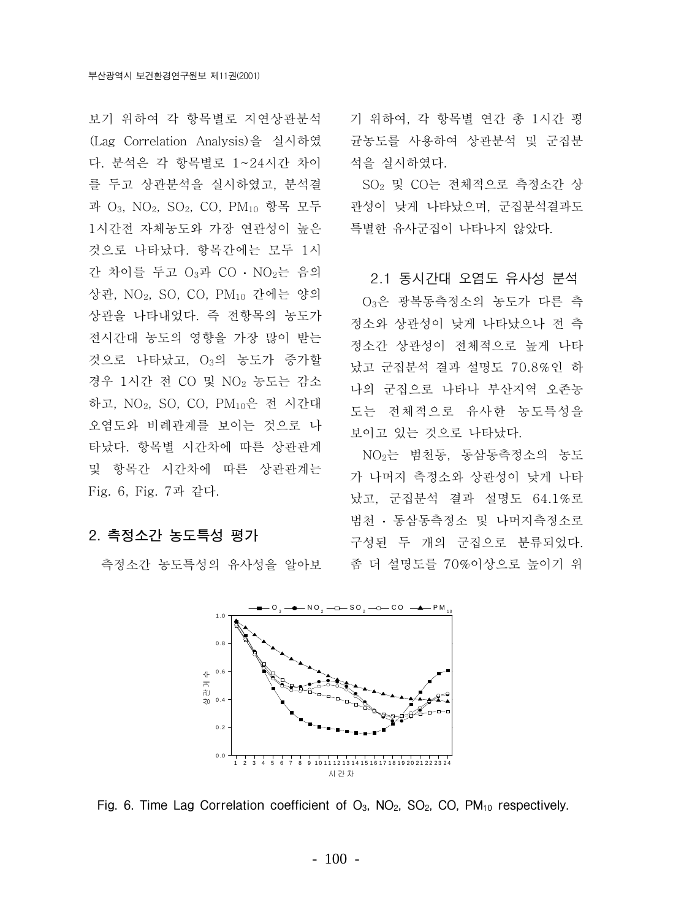보기 위하여 각 항목별로 지연상관분석(Lag Correlation Analysis)을 실시하였다. 분석은 각 항목별로 1~24시간 차이를 두고 상관분석을 실시하였고, 분석결과 $O_3$, $NO_2$, $SO_2$, CO, $PM_{10}$ 항목 모두 1시간전 자체농도와 가장 연관성이 높은 것으로 나타났다. 항목간에는 모두 1시간 차이를 두고 $O_3$과 CO · $NO_2$는 음의 상관, $NO_2$, SO, CO, $PM_{10}$ 간에는 양의 상관을 나타내었다. 즉 전항목의 농도가 전시간대 농도의 영향을 가장 많이 받는 것으로 나타났고, $O_3$의 농도가 증가할 경우 1시간 전 CO 및 $NO_2$ 농도는 감소하고, $NO_2$, SO, CO, $PM_{10}$은 전 시간대 오염도와 비례관계를 보이는 것으로 나타났다. 항목별 시간차에 따른 상관관계 및 항목간 시간차에 따른 상관관계는 Fig. 6, Fig. 7과 같다.

## 2. 측정소간 농도특성 평가

측정소간 농도특성의 유사성을 알아보기 위하여, 각 항목별 연간 총 1시간 평균농도를 사용하여 상관분석 및 군집분석을 실시하였다.

$SO_2$ 및 CO는 전체적으로 측정소간 상관성이 낮게 나타났으며, 군집분석결과도 특별한 유사군집이 나타나지 않았다.

### 2.1 동시간대 오염도 유사성 분석

$O_3$은 광복동측정소의 농도가 다른 측정소와 상관성이 낮게 나타났으나 전 측정소간 상관성이 전체적으로 높게 나타났고 군집분석 결과 설명도 70.8%인 하나의 군집으로 나타나 부산지역 오존농도는 전체적으로 유사한 농도특성을 보이고 있는 것으로 나타났다.

$NO_2$는 범천동, 동삼동측정소의 농도가 나머지 측정소와 상관성이 낮게 나타났고, 군집분석 결과 설명도 64.1%로 범천 · 동삼동측정소 및 나머지측정소로 구성된 두 개의 군집으로 분류되었다. 좀 더 설명도를 70%이상으로 높이기 위

O3 NO2 SO2 CO PM10
상관계수
1.0
0.8
0.6
0.4
0.2
0.0
1 2 3 4 5 6 7 8 9 10 11 12 13 14 15 16 17 18 19 20 21 22 23 24
시간차

Fig. 6. Time Lag Correlation coefficient of $O_3$, $NO_2$, $SO_2$, CO, $PM_{10}$ respectively.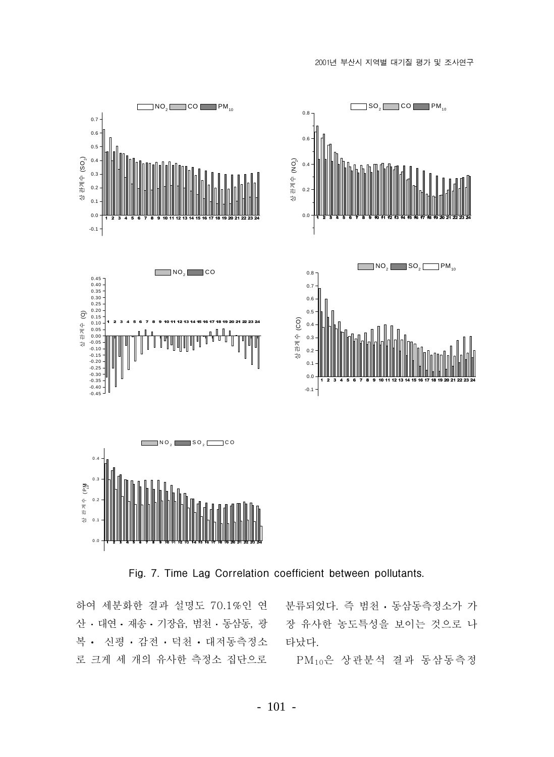NO$_2$ CO PM$_{10}$

0.7
0.6
0.5
0.4
0.3
0.2
0.1
0.0
-0.1

상관계수 (SO$_2$)

1 2 3 4 5 6 7 8 9 10 11 12 13 14 15 16 17 18 19 20 21 22 23 24

SO$_2$ CO PM$_{10}$

0.8
0.6
0.4
0.2
0.0

상관계수 (NO$_2$)

1 2 3 4 5 6 7 8 9 10 11 12 13 14 15 16 17 18 19 20 21 22 23 24

NO$_2$ CO

0.45
0.40
0.35
0.30
0.25
0.20
0.15
0.10
0.05
0.00
-0.05
-0.10
-0.15
-0.20
-0.25
-0.30
-0.35
-0.40
-0.45

상관계수 (O)

1 2 3 4 5 6 7 8 9 10 11 12 13 14 15 16 17 18 19 20 21 22 23 24

NO$_2$ SO$_2$ PM$_{10}$

0.8
0.7
0.6
0.5
0.4
0.3
0.2
0.1
0.0
-0.1

상관계수 (CO)

1 2 3 4 5 6 7 8 9 10 11 12 13 14 15 16 17 18 19 20 21 22 23 24

NO$_2$ SO$_2$ CO

0.4
0.3
0.2
0.1
0.0

상관계수 (PM$_{10}$)

1 2 3 4 5 6 7 8 9 10 11 12 13 14 15 16 17 18 19 20 21 22 23 24

Fig. 7. Time Lag Correlation coefficient between pollutants.

하여 세분화한 결과 설명도 70.1%인 연산・대연・재송・기장읍, 범천・동삼동, 광복・ 신평・감전・덕천・대저동측정소로 크게 세 개의 유사한 측정소 집단으로 분류되었다. 즉 범천・동삼동측정소가 가장 유사한 농도특성을 보이는 것으로 나타났다.

PM$_{10}$은 상관분석 결과 동삼동측정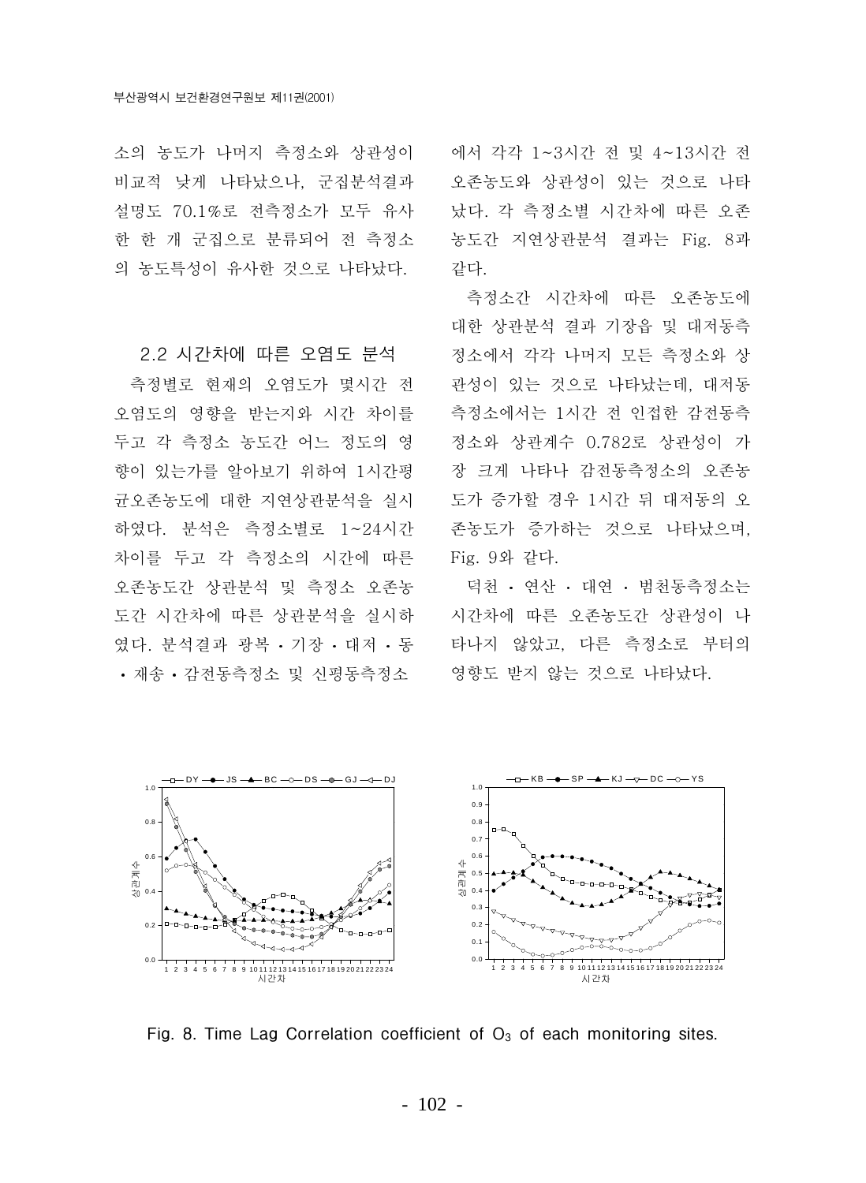소의 농도가 나머지 측정소와 상관성이 비교적 낮게 나타났으나, 군집분석결과 설명도 70.1%로 전측정소가 모두 유사한 한 개 군집으로 분류되어 전 측정소의 농도특성이 유사한 것으로 나타났다.

## 2.2 시간차에 따른 오염도 분석

측정별로 현재의 오염도가 몇시간 전 오염도의 영향을 받는지와 시간 차이를 두고 각 측정소 농도간 어느 정도의 영향이 있는가를 알아보기 위하여 1시간평균오존농도에 대한 지연상관분석을 실시하였다. 분석은 측정소별로 1~24시간 차이를 두고 각 측정소의 시간에 따른 오존농도간 상관분석 및 측정소 오존농도간 시간차에 따른 상관분석을 실시하였다. 분석결과 광복 · 기장 · 대저 · 동 · 재송 · 감전동측정소 및 신평동측정소에서 각각 1~3시간 전 및 4~13시간 전 오존농도와 상관성이 있는 것으로 나타났다. 각 측정소별 시간차에 따른 오존농도간 지연상관분석 결과는 Fig. 8과 같다.

측정소간 시간차에 따른 오존농도에 대한 상관분석 결과 기장읍 및 대저동측정소에서 각각 나머지 모든 측정소와 상관성이 있는 것으로 나타났는데, 대저동측정소에서는 1시간 전 인접한 감전동측정소와 상관계수 0.782로 상관성이 가장 크게 나타나 감전동측정소의 오존농도가 증가할 경우 1시간 뒤 대저동의 오존농도가 증가하는 것으로 나타났으며, Fig. 9와 같다.

덕천 · 연산 · 대연 · 범천동측정소는 시간차에 따른 오존농도간 상관성이 나타나지 않았고, 다른 측정소로 부터의 영향도 받지 않는 것으로 나타났다.

DY JS BC DS GJ DJ

상관계수

시간차

KB SP KJ DC YS

상관계수

시간차

Fig. 8. Time Lag Correlation coefficient of $O_3$ of each monitoring sites.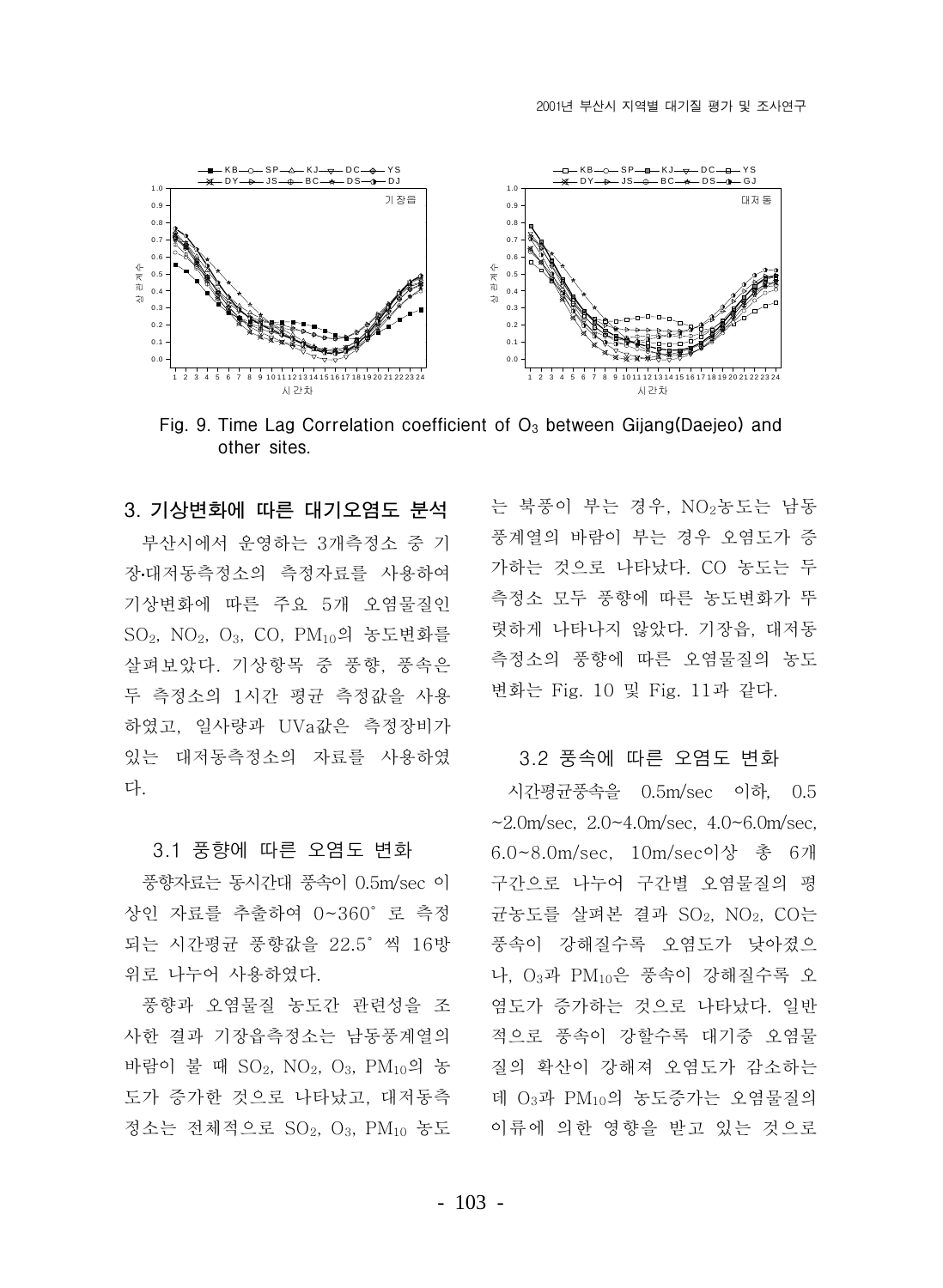KB SP KJ DC YS
DY JS BC DS DJ

기장읍

상관계수

1.0
0.9
0.8
0.7
0.6
0.5
0.4
0.3
0.2
0.1
0.0

1 2 3 4 5 6 7 8 9 10 11 12 13 14 15 16 17 18 19 20 21 22 23 24

시간차

KB SP KJ DC YS
DY JS BC DS GJ

대저동

상관계수

1.0
0.9
0.8
0.7
0.6
0.5
0.4
0.3
0.2
0.1
0.0

1 2 3 4 5 6 7 8 9 10 11 12 13 14 15 16 17 18 19 20 21 22 23 24

시간차

Fig. 9. Time Lag Correlation coefficient of $O_3$ between Gijang(Daejeo) and other sites.

## 3. 기상변화에 따른 대기오염도 분석

부산시에서 운영하는 3개측정소 중 기장·대저동측정소의 측정자료를 사용하여 기상변화에 따른 주요 5개 오염물질인 $SO_2$, $NO_2$, $O_3$, CO, $PM_{10}$의 농도변화를 살펴보았다. 기상항목 중 풍향, 풍속은 두 측정소의 1시간 평균 측정값을 사용하였고, 일사량과 UVa값은 측정장비가 있는 대저동측정소의 자료를 사용하였다.

### 3.1 풍향에 따른 오염도 변화

풍향자료는 동시간대 풍속이 0.5m/sec 이상인 자료를 추출하여 0~360° 로 측정되는 시간평균 풍향값을 22.5° 씩 16방위로 나누어 사용하였다.

풍향과 오염물질 농도간 관련성을 조사한 결과 기장읍측정소는 남동풍계열의 바람이 불 때 $SO_2$, $NO_2$, $O_3$, $PM_{10}$의 농도가 증가한 것으로 나타났고, 대저동측정소는 전체적으로 $SO_2$, $O_3$, $PM_{10}$ 농도는 북풍이 부는 경우, $NO_2$농도는 남동풍계열의 바람이 부는 경우 오염도가 증가하는 것으로 나타났다. CO 농도는 두 측정소 모두 풍향에 따른 농도변화가 뚜렷하게 나타나지 않았다. 기장읍, 대저동 측정소의 풍향에 따른 오염물질의 농도 변화는 Fig. 10 및 Fig. 11과 같다.

### 3.2 풍속에 따른 오염도 변화

시간평균풍속을 0.5m/sec 이하, 0.5~2.0m/sec, 2.0~4.0m/sec, 4.0~6.0m/sec, 6.0~8.0m/sec, 10m/sec이상 총 6개 구간으로 나누어 구간별 오염물질의 평균농도를 살펴본 결과 $SO_2$, $NO_2$, CO는 풍속이 강해질수록 오염도가 낮아졌으나, $O_3$과 $PM_{10}$은 풍속이 강해질수록 오염도가 증가하는 것으로 나타났다. 일반적으로 풍속이 강할수록 대기중 오염물질의 확산이 강해져 오염도가 감소하는데 $O_3$과 $PM_{10}$의 농도증가는 오염물질의 이류에 의한 영향을 받고 있는 것으로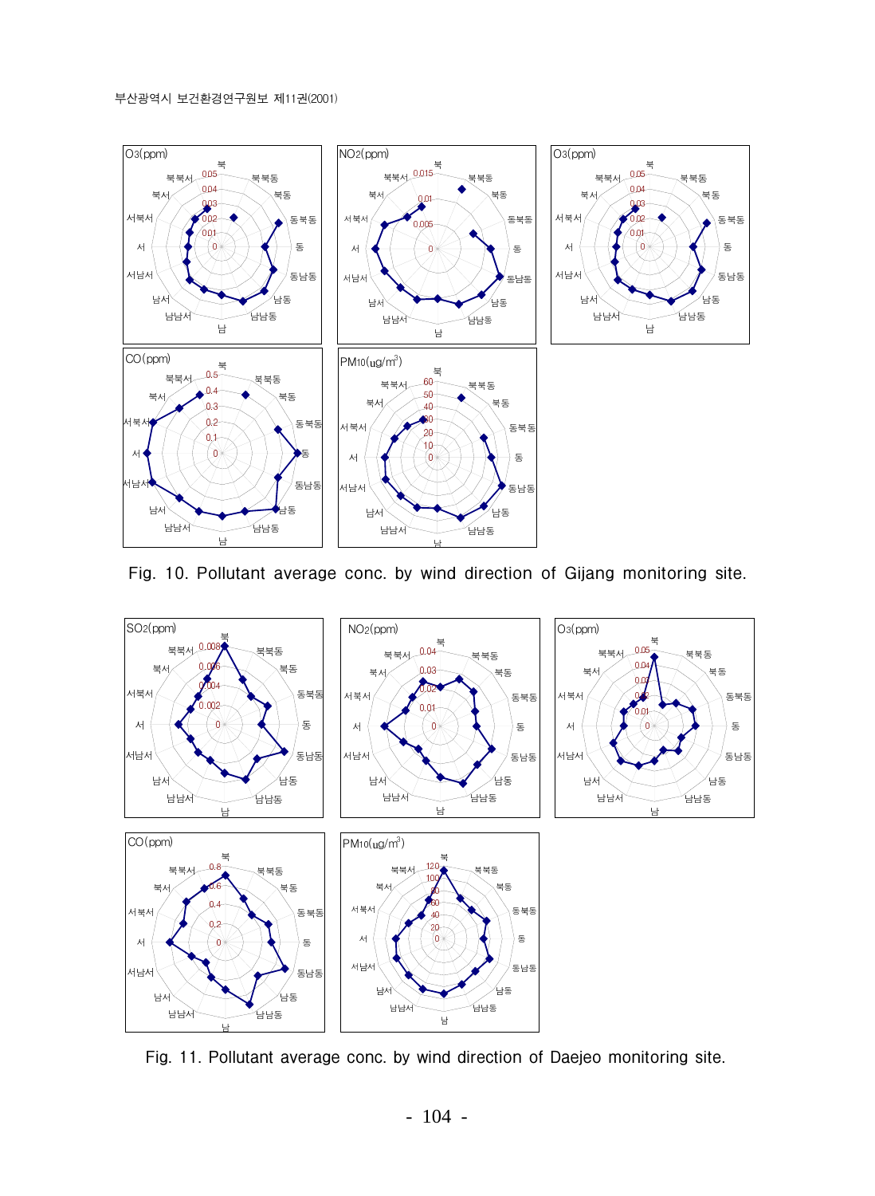O3(ppm)
북
북북서 0.05 북북동
북서 0.04 북동
0.03
서북서 0.02 동북동
0.01
서 0 동
서남서 동남동
남서 남동
남남서 남남동
남

NO2(ppm)
북
북북서 0.015 북북동
북서 북동
0.01
서북서 0.005 동북동
서 0 동
서남서 동남동
남서 남동
남남서 남남동
남

O3(ppm)
북
북북서 0.05 북북동
북서 0.04 북동
0.03
서북서 0.02 동북동
0.01
서 0 동
서남서 동남동
남서 남동
남남서 남남동
남

CO(ppm)
북
북북서 0.5 북북동
북서 0.4 북동
0.3
서북서 0.2 동북동
0.1
서 0 동
서남서 동남동
남서 남동
남남서 남남동
남

PM10(ug/m3)
북
북북서 60 북북동
50
북서 40 북동
30
서북서 20 동북동
10
서 0 동
서남서 동남동
남서 남동
남남서 남남동
남

Fig. 10. Pollutant average conc. by wind direction of Gijang monitoring site.

SO2(ppm)
북
북북서 0.008 북북동
북서 0.006 북동
0.004
서북서 0.002 동북동
서 0 동
서남서 동남동
남서 남동
남남서 남남동
남

NO2(ppm)
북
북북서 0.04 북북동
북서 0.03 북동
0.02
서북서 0.01 동북동
서 0 동
서남서 동남동
남서 남동
남남서 남남동
남

O3(ppm)
북
북북서 0.05 북북동
북서 0.04 북동
0.03
서북서 0.02 동북동
0.01
서 0 동
서남서 동남동
남서 남동
남남서 남남동
남

CO(ppm)
북
북북서 0.8 북북동
북서 0.6 북동
0.4
서북서 0.2 동북동
서 0 동
서남서 동남동
남서 남동
남남서 남남동
남

PM10(ug/m3)
북
북북서 120 북북동
100
북서 80 북동
60
서북서 40 동북동
20
서 0 동
서남서 동남동
남서 남동
남남서 남남동
남

Fig. 11. Pollutant average conc. by wind direction of Daejeo monitoring site.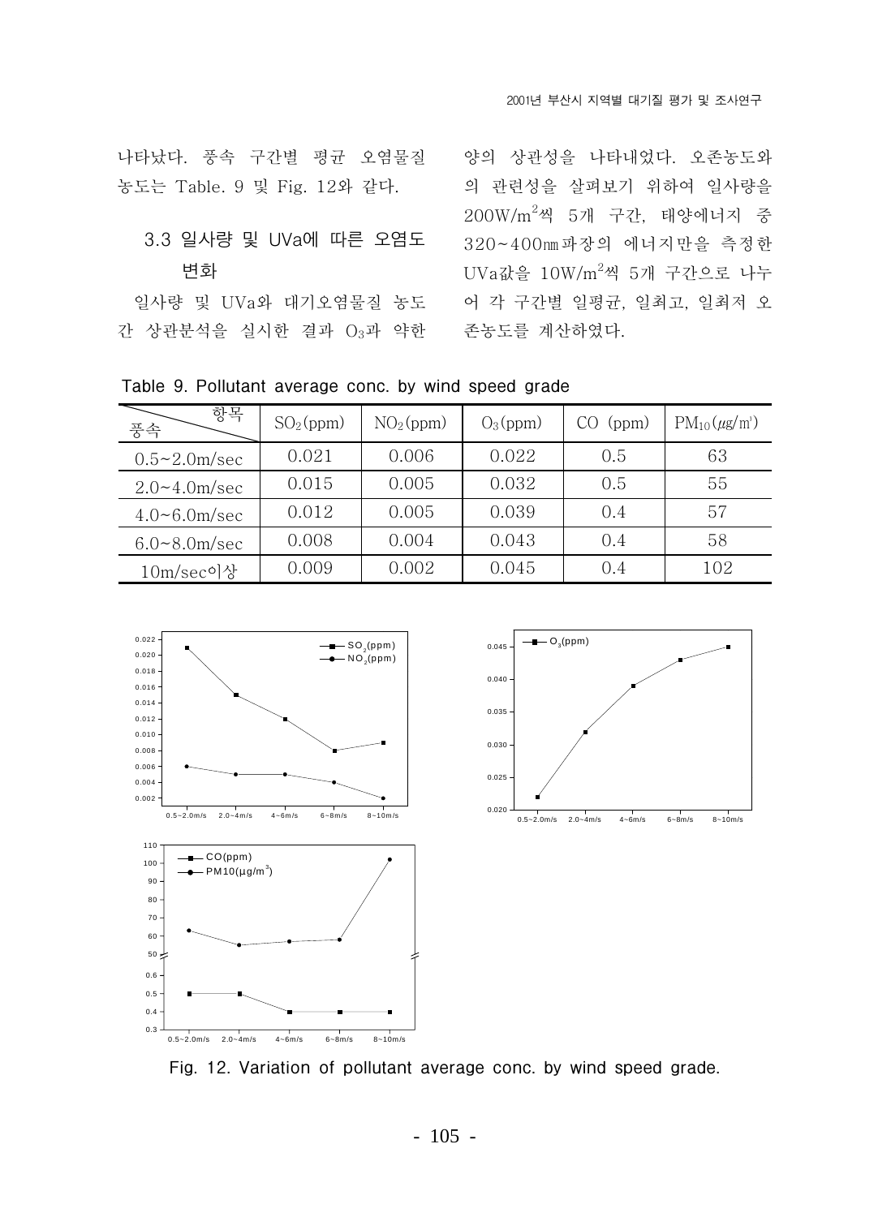나타났다. 풍속 구간별 평균 오염물질 농도는 Table. 9 및 Fig. 12와 같다.

### 3.3 일사량 및 UVa에 따른 오염도 변화

일사량 및 UVa와 대기오염물질 농도간 상관분석을 실시한 결과 $O_3$과 약한 양의 상관성을 나타내었다. 오존농도와의 관련성을 살펴보기 위하여 일사량을 200W/$m^2$씩 5개 구간, 태양에너지 중 320~400㎚파장의 에너지만을 측정한 UVa값을 10W/$m^2$씩 5개 구간으로 나누어 각 구간별 일평균, 일최고, 일최저 오존농도를 계산하였다.

Table 9. Pollutant average conc. by wind speed grade

| 항목 / 풍속 | $SO_2$(ppm) | $NO_2$(ppm) | $O_3$(ppm) | CO (ppm) | $PM_{10}$(㎍/㎥) |
|---|---|---|---|---|---|
| 0.5~2.0m/sec | 0.021 | 0.006 | 0.022 | 0.5 | 63 |
| 2.0~4.0m/sec | 0.015 | 0.005 | 0.032 | 0.5 | 55 |
| 4.0~6.0m/sec | 0.012 | 0.005 | 0.039 | 0.4 | 57 |
| 6.0~8.0m/sec | 0.008 | 0.004 | 0.043 | 0.4 | 58 |
| 10m/sec이상 | 0.009 | 0.002 | 0.045 | 0.4 | 102 |

$SO_2$(ppm)
$NO_2$(ppm)
0.022
0.020
0.018
0.016
0.014
0.012
0.010
0.008
0.006
0.004
0.002
0.5~2.0m/s 2.0~4m/s 4~6m/s 6~8m/s 8~10m/s

$O_3$(ppm)
0.045
0.040
0.035
0.030
0.025
0.020
0.5~2.0m/s 2.0~4m/s 4~6m/s 6~8m/s 8~10m/s

CO(ppm)
PM10(μg/m³)
110
100
90
80
70
60
50
0.6
0.5
0.4
0.3
0.5~2.0m/s 2.0~4m/s 4~6m/s 6~8m/s 8~10m/s

Fig. 12. Variation of pollutant average conc. by wind speed grade.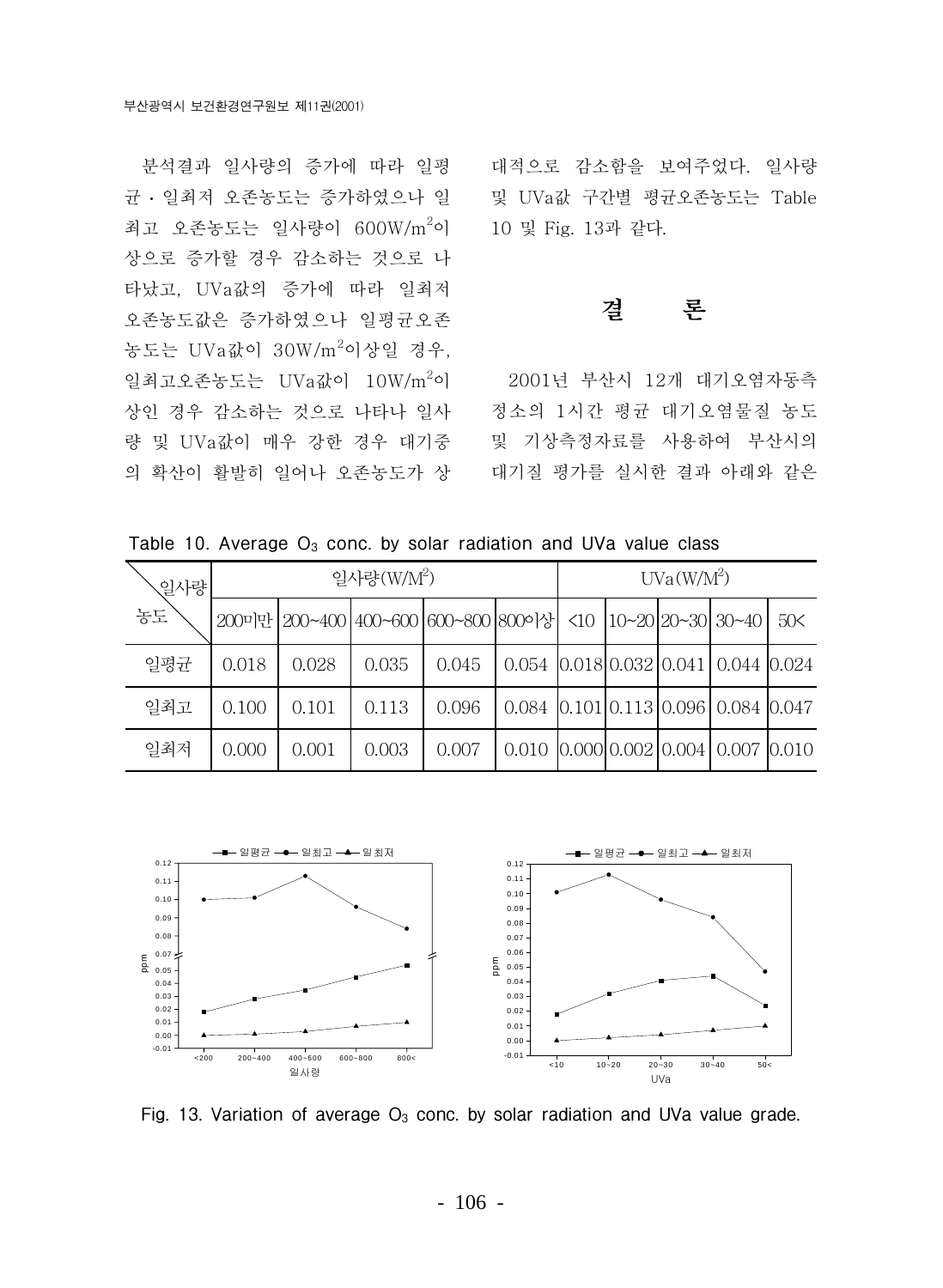분석결과 일사량의 증가에 따라 일평균·일최저 오존농도는 증가하였으나 일최고 오존농도는 일사량이 600W/m$^2$이상으로 증가할 경우 감소하는 것으로 나타났고, UVa값의 증가에 따라 일최저 오존농도값은 증가하였으나 일평균오존농도는 UVa값이 30W/m$^2$이상일 경우, 일최고오존농도는 UVa값이 10W/m$^2$이상인 경우 감소하는 것으로 나타나 일사량 및 UVa값이 매우 강한 경우 대기중의 확산이 활발히 일어나 오존농도가 상대적으로 감소함을 보여주었다. 일사량 및 UVa값 구간별 평균오존농도는 Table 10 및 Fig. 13과 같다.

## 결 론

2001년 부산시 12개 대기오염자동측정소의 1시간 평균 대기오염물질 농도 및 기상측정자료를 사용하여 부산시의 대기질 평가를 실시한 결과 아래와 같은

Table 10. Average $O_3$ conc. by solar radiation and UVa value class

| 일사량 / 농도 | 일사량(W/M$^2$) | | | | | UVa(W/M$^2$) | | | | |
|---|---|---|---|---|---|---|---|---|---|---|
| | 200미만 | 200~400 | 400~600 | 600~800 | 800이상 | <10 | 10~20 | 20~30 | 30~40 | 50< |
| 일평균 | 0.018 | 0.028 | 0.035 | 0.045 | 0.054 | 0.018 | 0.032 | 0.041 | 0.044 | 0.024 |
| 일최고 | 0.100 | 0.101 | 0.113 | 0.096 | 0.084 | 0.101 | 0.113 | 0.096 | 0.084 | 0.047 |
| 일최저 | 0.000 | 0.001 | 0.003 | 0.007 | 0.010 | 0.000 | 0.002 | 0.004 | 0.007 | 0.010 |

일평균 일최고 일최저
ppm
0.12 0.11 0.10 0.09 0.08 0.07 0.05 0.04 0.03 0.02 0.01 0.00 -0.01
<200 200~400 400~600 600~800 800<
일사량

일평균 일최고 일최저
ppm
0.12 0.11 0.10 0.09 0.08 0.07 0.06 0.05 0.04 0.03 0.02 0.01 0.00 -0.01
<10 10~20 20~30 30~40 50<
UVa

Fig. 13. Variation of average $O_3$ conc. by solar radiation and UVa value grade.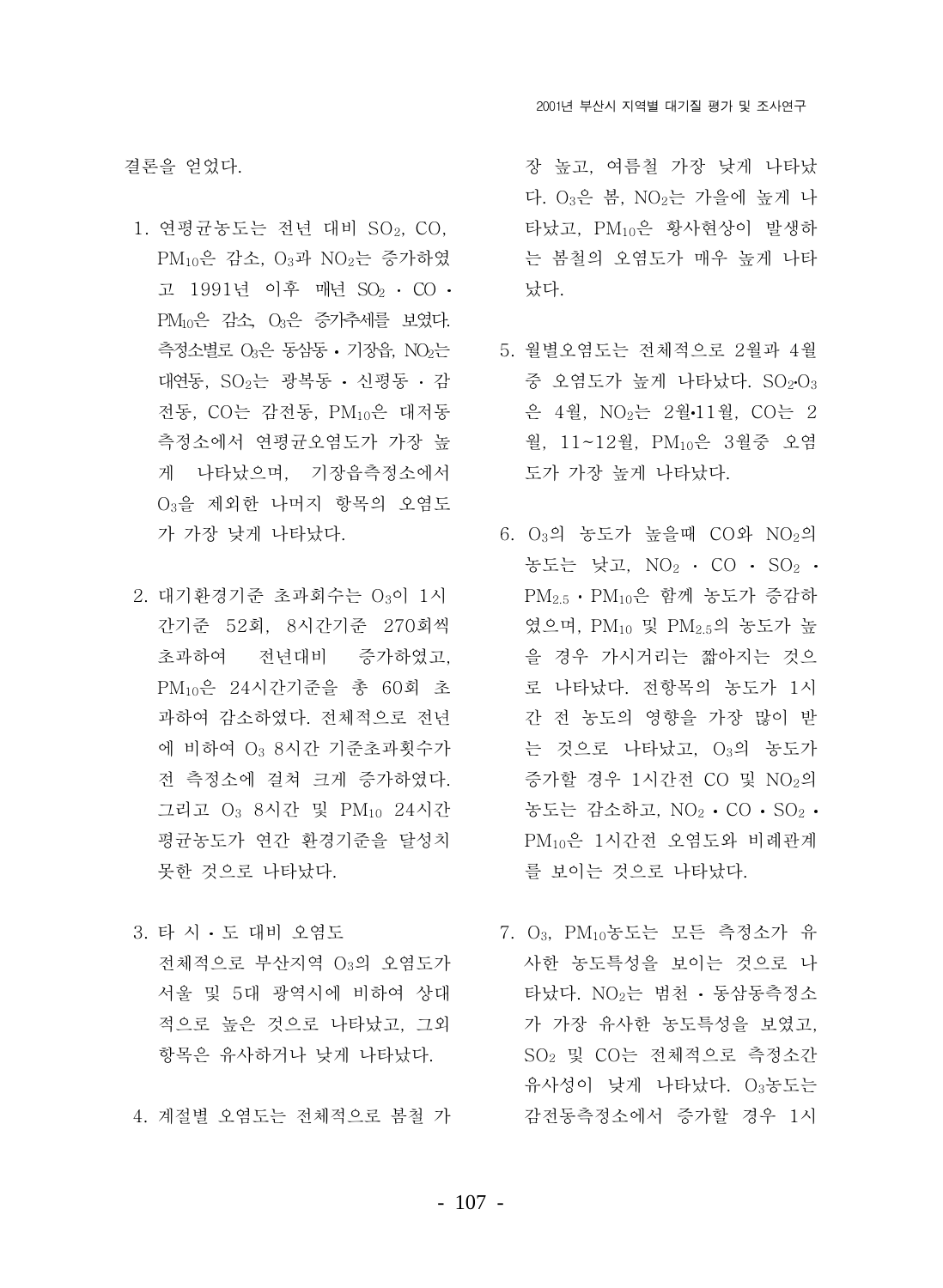결론을 얻었다.

1. 연평균농도는 전년 대비 $SO_2$, CO, $PM_{10}$은 감소, $O_3$과 $NO_2$는 증가하였고 1991년 이후 매년 $SO_2$ · CO · $PM_{10}$은 감소, $O_3$은 증가추세를 보였다. 측정소별로 $O_3$은 동삼동 • 기장읍, $NO_2$는 대연동, $SO_2$는 광복동 · 신평동 · 감전동, CO는 감전동, $PM_{10}$은 대저동 측정소에서 연평균오염도가 가장 높게 나타났으며, 기장읍측정소에서 $O_3$을 제외한 나머지 항목의 오염도가 가장 낮게 나타났다.

2. 대기환경기준 초과회수는 $O_3$이 1시간기준 52회, 8시간기준 270회씩 초과하여 전년대비 증가하였고, $PM_{10}$은 24시간기준을 총 60회 초과하여 감소하였다. 전체적으로 전년에 비하여 $O_3$ 8시간 기준초과횟수가 전 측정소에 걸쳐 크게 증가하였다. 그리고 $O_3$ 8시간 및 $PM_{10}$ 24시간 평균농도가 연간 환경기준을 달성치 못한 것으로 나타났다.

3. 타 시 • 도 대비 오염도
전체적으로 부산지역 $O_3$의 오염도가 서울 및 5대 광역시에 비하여 상대적으로 높은 것으로 나타났고, 그외 항목은 유사하거나 낮게 나타났다.

4. 계절별 오염도는 전체적으로 봄철 가장 높고, 여름철 가장 낮게 나타났다. $O_3$은 봄, $NO_2$는 가을에 높게 나타났고, $PM_{10}$은 황사현상이 발생하는 봄철의 오염도가 매우 높게 나타났다.

5. 월별오염도는 전체적으로 2월과 4월 중 오염도가 높게 나타났다. $SO_2$•$O_3$은 4월, $NO_2$는 2월•11월, CO는 2월, 11~12월, $PM_{10}$은 3월중 오염도가 가장 높게 나타났다.

6. $O_3$의 농도가 높을때 CO와 $NO_2$의 농도는 낮고, $NO_2$ · CO • $SO_2$ · $PM_{2.5}$ • $PM_{10}$은 함께 농도가 증감하였으며, $PM_{10}$ 및 $PM_{2.5}$의 농도가 높을 경우 가시거리는 짧아지는 것으로 나타났다. 전항목의 농도가 1시간 전 농도의 영향을 가장 많이 받는 것으로 나타났고, $O_3$의 농도가 증가할 경우 1시간전 CO 및 $NO_2$의 농도는 감소하고, $NO_2$ • CO • $SO_2$ • $PM_{10}$은 1시간전 오염도와 비례관계를 보이는 것으로 나타났다.

7. $O_3$, $PM_{10}$농도는 모든 측정소가 유사한 농도특성을 보이는 것으로 나타났다. $NO_2$는 범천 • 동삼동측정소가 가장 유사한 농도특성을 보였고, $SO_2$ 및 CO는 전체적으로 측정소간 유사성이 낮게 나타났다. $O_3$농도는 감전동측정소에서 증가할 경우 1시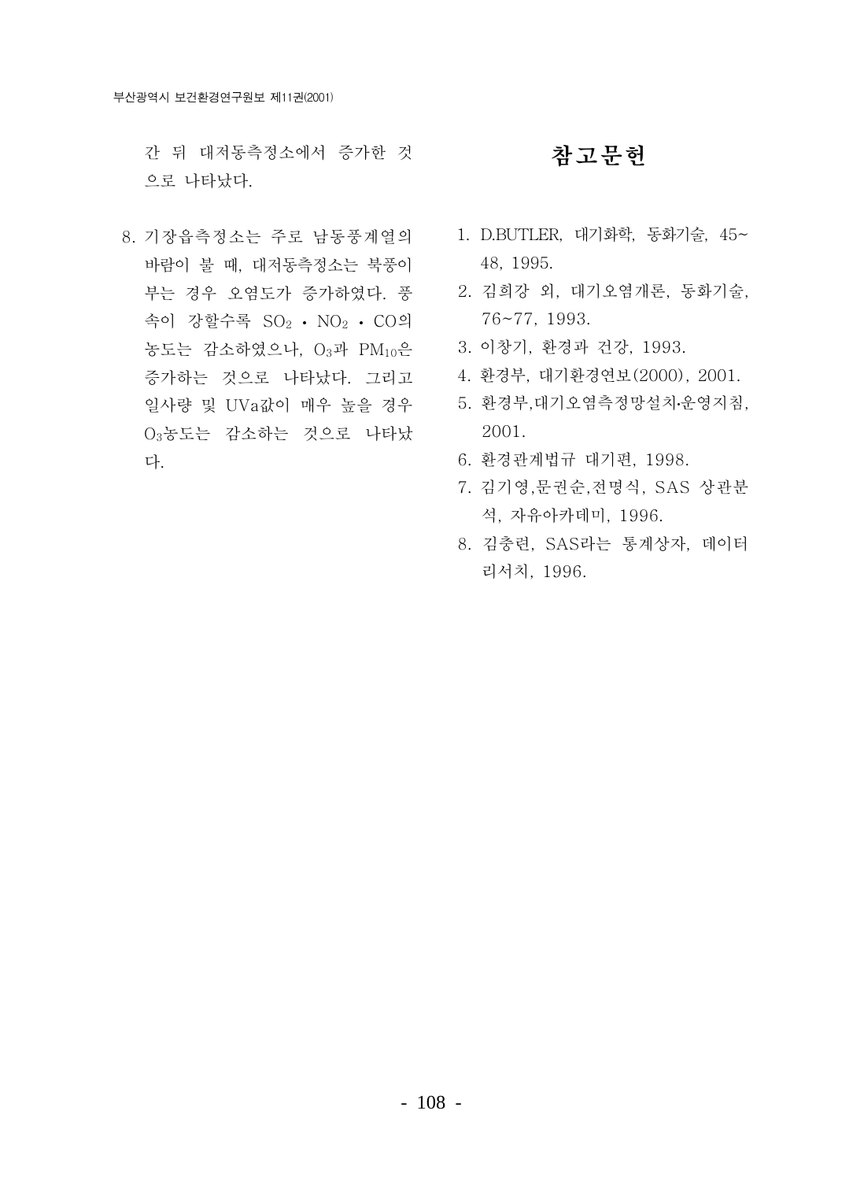간 뒤 대저동측정소에서 증가한 것으로 나타났다.

8. 기장읍측정소는 주로 남동풍계열의 바람이 불 때, 대저동측정소는 북풍이 부는 경우 오염도가 증가하였다. 풍속이 강할수록 $SO_2$ • $NO_2$ • CO의 농도는 감소하였으나, $O_3$과 $PM_{10}$은 증가하는 것으로 나타났다. 그리고 일사량 및 UVa값이 매우 높을 경우 $O_3$농도는 감소하는 것으로 나타났다.

## 참고문헌

1. D.BUTLER, 대기화학, 동화기술, 45~48, 1995.
2. 김희강 외, 대기오염개론, 동화기술, 76~77, 1993.
3. 이창기, 환경과 건강, 1993.
4. 환경부, 대기환경연보(2000), 2001.
5. 환경부,대기오염측정망설치•운영지침, 2001.
6. 환경관계법규 대기편, 1998.
7. 김기영,문권순,전명식, SAS 상관분석, 자유아카데미, 1996.
8. 김충련, SAS라는 통계상자, 데이터리서치, 1996.